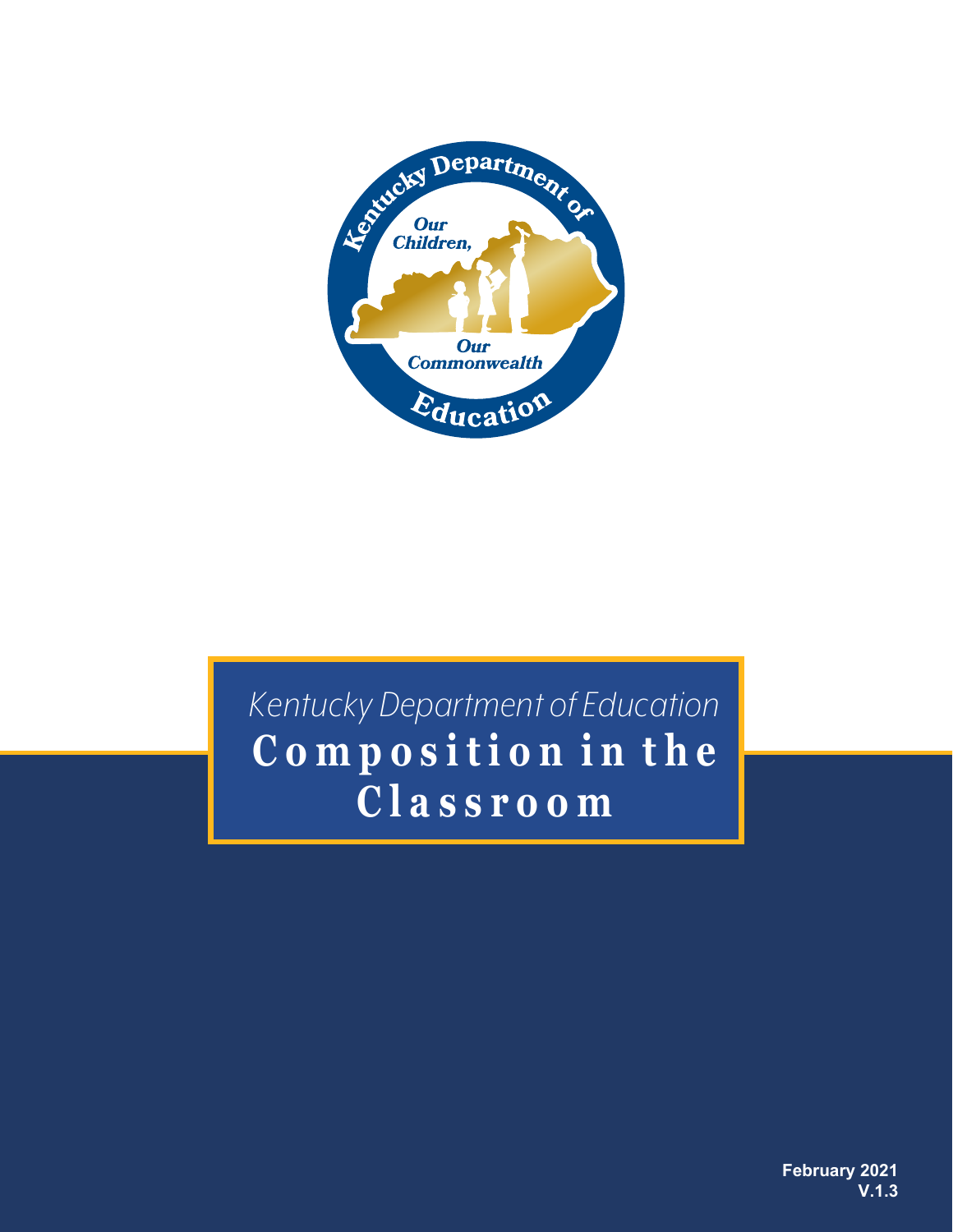*Kentucky Department of Education*

# Composition in the Classroom

February 2021
V.1.3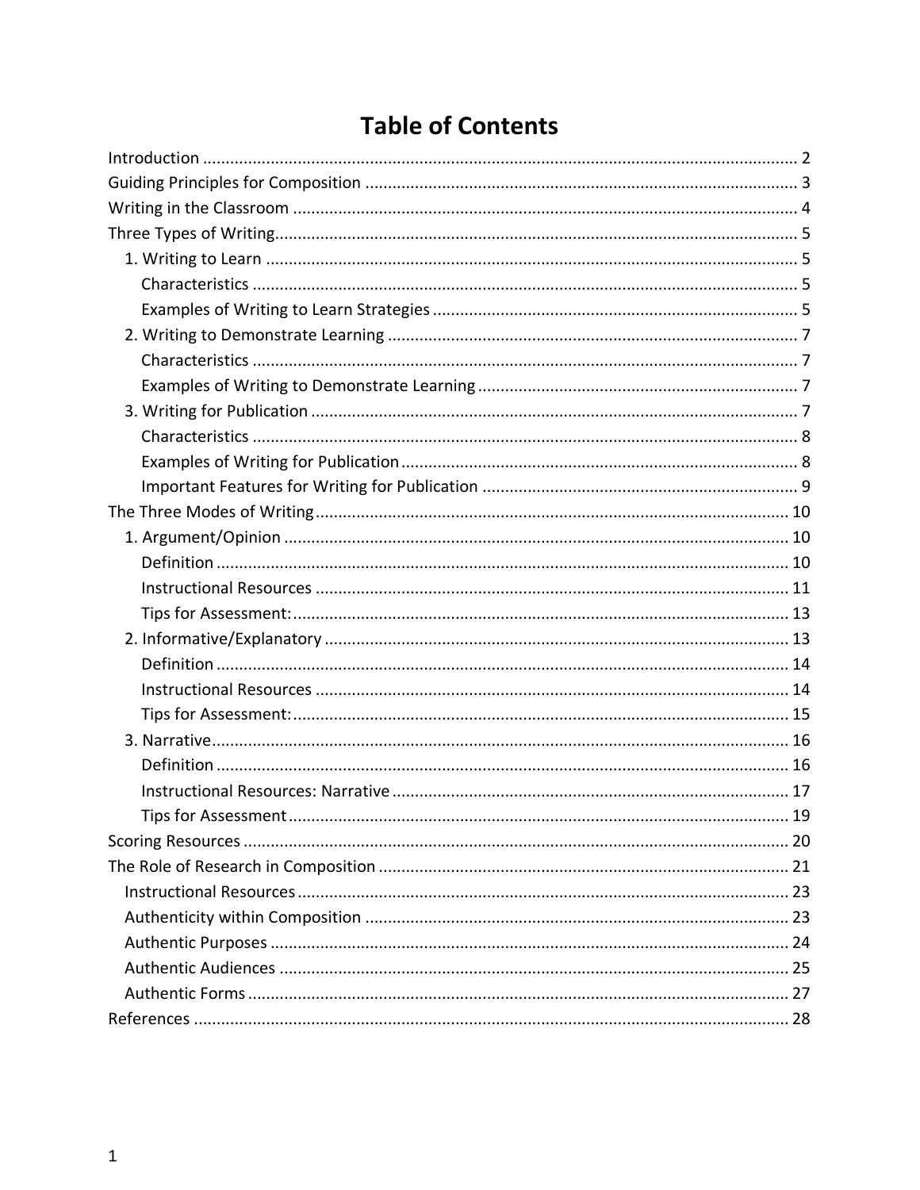# Table of Contents

Introduction ........................................ 2
Guiding Principles for Composition ........................................ 3
Writing in the Classroom ........................................ 4
Three Types of Writing........................................ 5
- 1. Writing to Learn ........................................ 5
  - Characteristics ........................................ 5
  - Examples of Writing to Learn Strategies ........................................ 5
- 2. Writing to Demonstrate Learning ........................................ 7
  - Characteristics ........................................ 7
  - Examples of Writing to Demonstrate Learning ........................................ 7
- 3. Writing for Publication ........................................ 7
  - Characteristics ........................................ 8
  - Examples of Writing for Publication ........................................ 8
  - Important Features for Writing for Publication ........................................ 9

The Three Modes of Writing........................................ 10
- 1. Argument/Opinion ........................................ 10
  - Definition ........................................ 10
  - Instructional Resources ........................................ 11
  - Tips for Assessment: ........................................ 13
- 2. Informative/Explanatory ........................................ 13
  - Definition ........................................ 14
  - Instructional Resources ........................................ 14
  - Tips for Assessment: ........................................ 15
- 3. Narrative........................................ 16
  - Definition ........................................ 16
  - Instructional Resources: Narrative ........................................ 17
  - Tips for Assessment ........................................ 19

Scoring Resources ........................................ 20
The Role of Research in Composition ........................................ 21
- Instructional Resources ........................................ 23
- Authenticity within Composition ........................................ 23
- Authentic Purposes ........................................ 24
- Authentic Audiences ........................................ 25
- Authentic Forms ........................................ 27

References ........................................ 28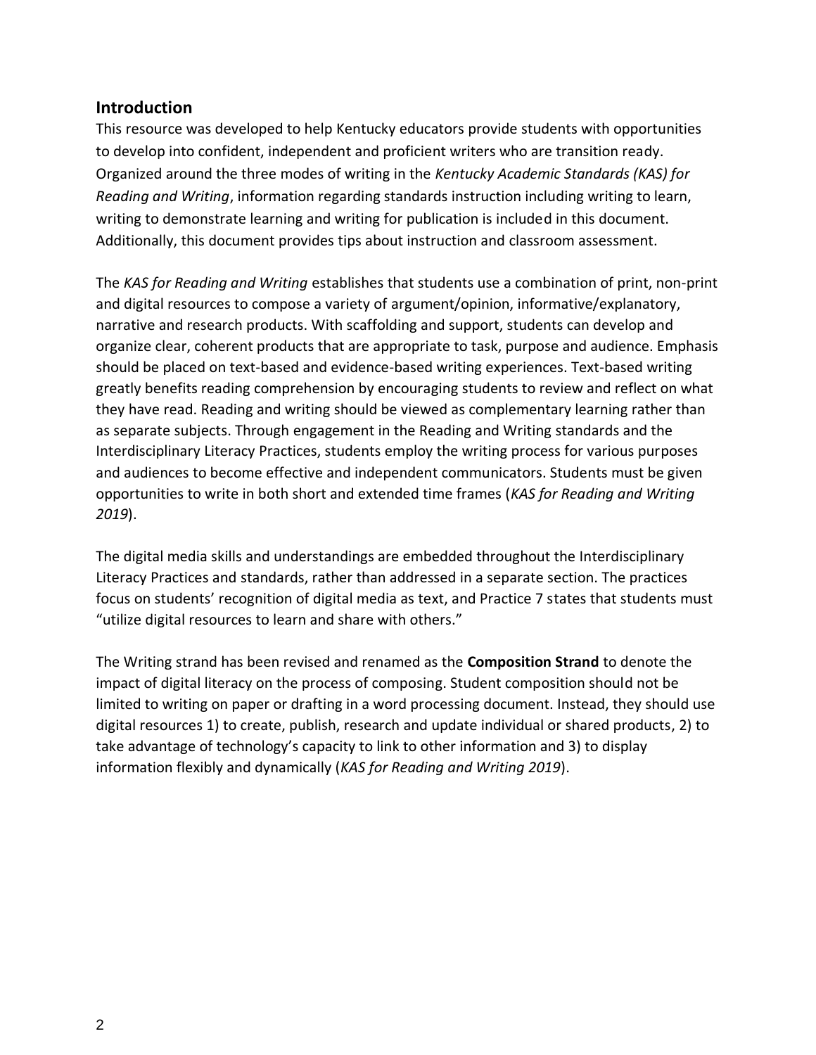## Introduction

This resource was developed to help Kentucky educators provide students with opportunities to develop into confident, independent and proficient writers who are transition ready. Organized around the three modes of writing in the *Kentucky Academic Standards (KAS) for Reading and Writing*, information regarding standards instruction including writing to learn, writing to demonstrate learning and writing for publication is included in this document. Additionally, this document provides tips about instruction and classroom assessment.

The *KAS for Reading and Writing* establishes that students use a combination of print, non-print and digital resources to compose a variety of argument/opinion, informative/explanatory, narrative and research products. With scaffolding and support, students can develop and organize clear, coherent products that are appropriate to task, purpose and audience. Emphasis should be placed on text-based and evidence-based writing experiences. Text-based writing greatly benefits reading comprehension by encouraging students to review and reflect on what they have read. Reading and writing should be viewed as complementary learning rather than as separate subjects. Through engagement in the Reading and Writing standards and the Interdisciplinary Literacy Practices, students employ the writing process for various purposes and audiences to become effective and independent communicators. Students must be given opportunities to write in both short and extended time frames (*KAS for Reading and Writing 2019*).

The digital media skills and understandings are embedded throughout the Interdisciplinary Literacy Practices and standards, rather than addressed in a separate section. The practices focus on students' recognition of digital media as text, and Practice 7 states that students must "utilize digital resources to learn and share with others."

The Writing strand has been revised and renamed as the **Composition Strand** to denote the impact of digital literacy on the process of composing. Student composition should not be limited to writing on paper or drafting in a word processing document. Instead, they should use digital resources 1) to create, publish, research and update individual or shared products, 2) to take advantage of technology's capacity to link to other information and 3) to display information flexibly and dynamically (*KAS for Reading and Writing 2019*).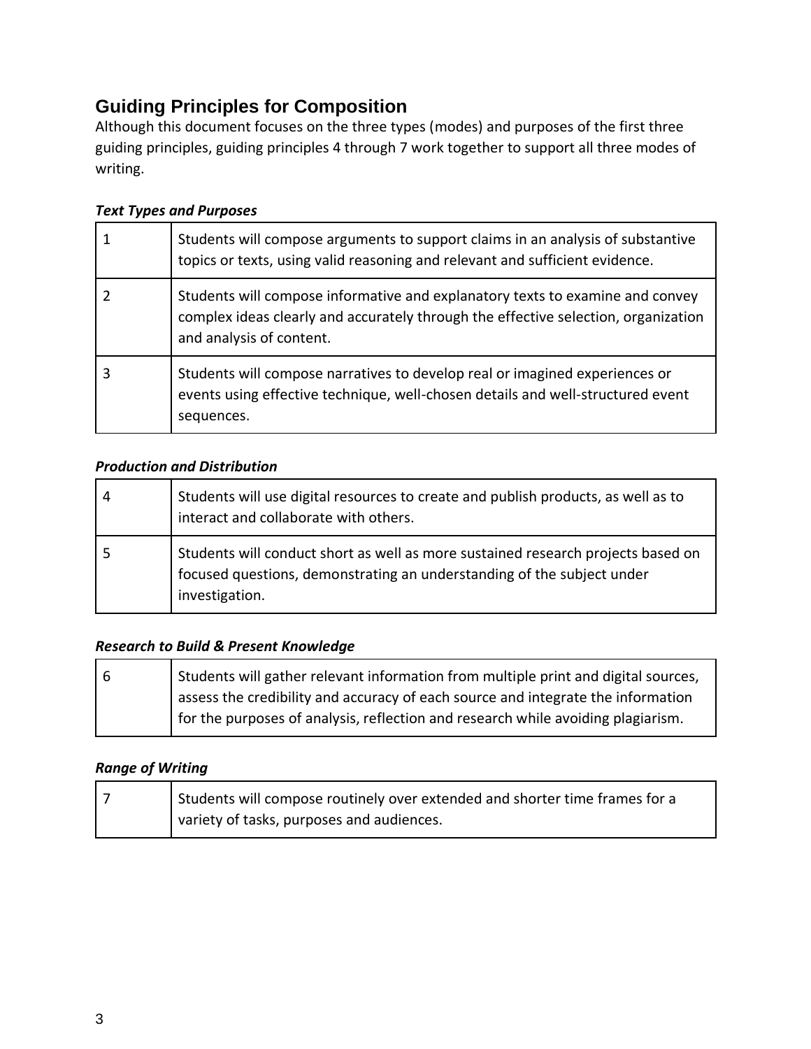## Guiding Principles for Composition

Although this document focuses on the three types (modes) and purposes of the first three guiding principles, guiding principles 4 through 7 work together to support all three modes of writing.

***Text Types and Purposes***

| | |
|---|---|
| 1 | Students will compose arguments to support claims in an analysis of substantive topics or texts, using valid reasoning and relevant and sufficient evidence. |
| 2 | Students will compose informative and explanatory texts to examine and convey complex ideas clearly and accurately through the effective selection, organization and analysis of content. |
| 3 | Students will compose narratives to develop real or imagined experiences or events using effective technique, well-chosen details and well-structured event sequences. |

***Production and Distribution***

| | |
|---|---|
| 4 | Students will use digital resources to create and publish products, as well as to interact and collaborate with others. |
| 5 | Students will conduct short as well as more sustained research projects based on focused questions, demonstrating an understanding of the subject under investigation. |

***Research to Build & Present Knowledge***

| | |
|---|---|
| 6 | Students will gather relevant information from multiple print and digital sources, assess the credibility and accuracy of each source and integrate the information for the purposes of analysis, reflection and research while avoiding plagiarism. |

***Range of Writing***

| | |
|---|---|
| 7 | Students will compose routinely over extended and shorter time frames for a variety of tasks, purposes and audiences. |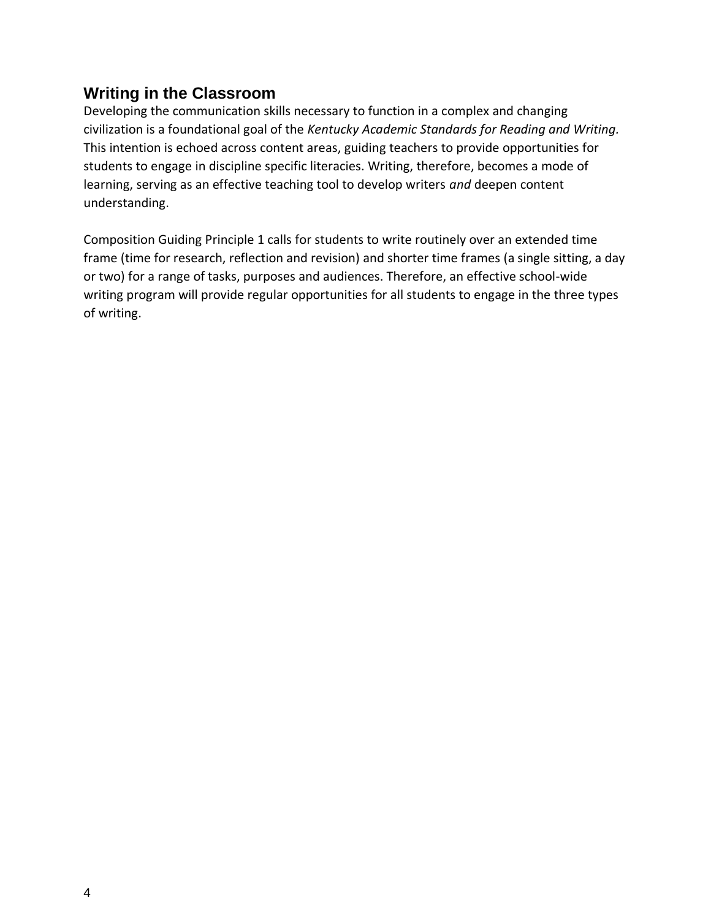## Writing in the Classroom

Developing the communication skills necessary to function in a complex and changing civilization is a foundational goal of the *Kentucky Academic Standards for Reading and Writing.* This intention is echoed across content areas, guiding teachers to provide opportunities for students to engage in discipline specific literacies. Writing, therefore, becomes a mode of learning, serving as an effective teaching tool to develop writers *and* deepen content understanding.

Composition Guiding Principle 1 calls for students to write routinely over an extended time frame (time for research, reflection and revision) and shorter time frames (a single sitting, a day or two) for a range of tasks, purposes and audiences. Therefore, an effective school-wide writing program will provide regular opportunities for all students to engage in the three types of writing.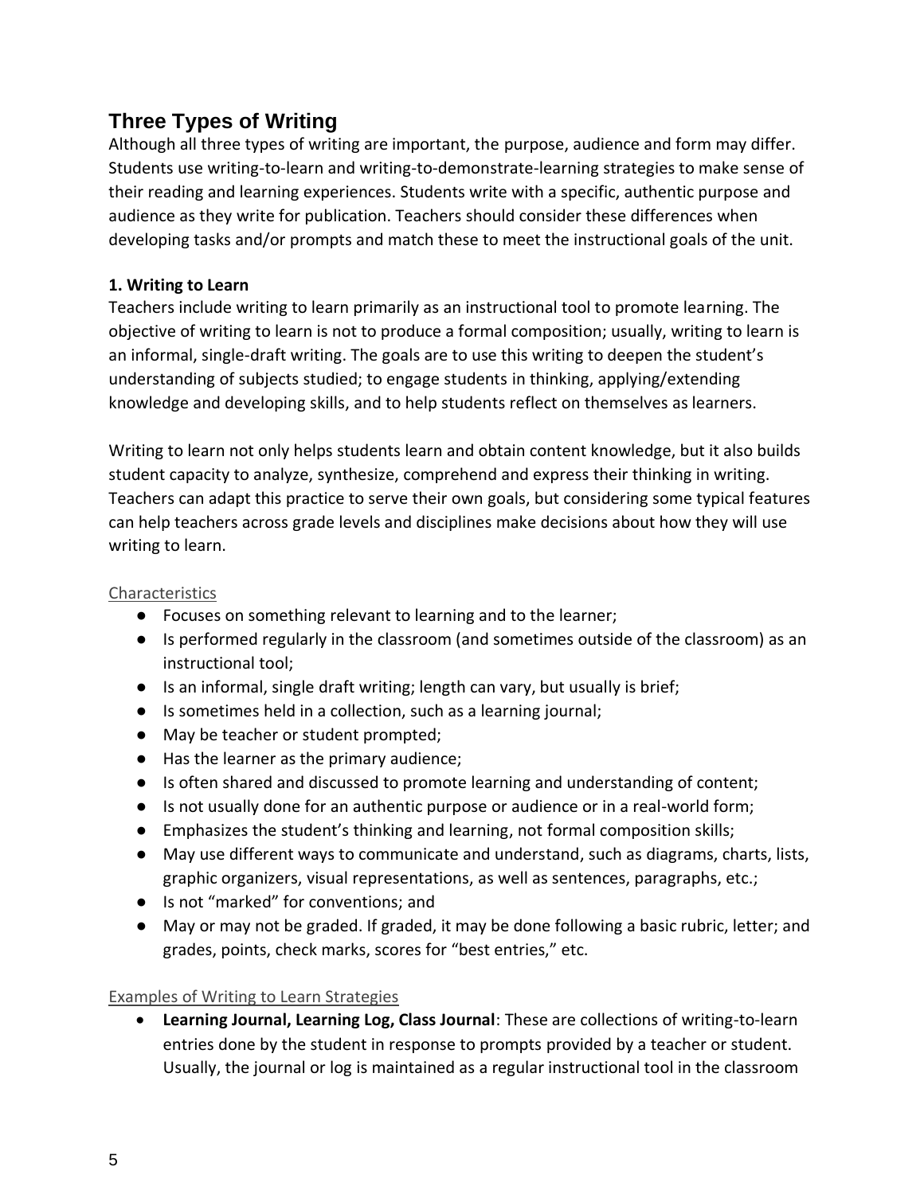## Three Types of Writing

Although all three types of writing are important, the purpose, audience and form may differ. Students use writing-to-learn and writing-to-demonstrate-learning strategies to make sense of their reading and learning experiences. Students write with a specific, authentic purpose and audience as they write for publication. Teachers should consider these differences when developing tasks and/or prompts and match these to meet the instructional goals of the unit.

### 1. Writing to Learn

Teachers include writing to learn primarily as an instructional tool to promote learning. The objective of writing to learn is not to produce a formal composition; usually, writing to learn is an informal, single-draft writing. The goals are to use this writing to deepen the student's understanding of subjects studied; to engage students in thinking, applying/extending knowledge and developing skills, and to help students reflect on themselves as learners.

Writing to learn not only helps students learn and obtain content knowledge, but it also builds student capacity to analyze, synthesize, comprehend and express their thinking in writing. Teachers can adapt this practice to serve their own goals, but considering some typical features can help teachers across grade levels and disciplines make decisions about how they will use writing to learn.

Characteristics

- Focuses on something relevant to learning and to the learner;
- Is performed regularly in the classroom (and sometimes outside of the classroom) as an instructional tool;
- Is an informal, single draft writing; length can vary, but usually is brief;
- Is sometimes held in a collection, such as a learning journal;
- May be teacher or student prompted;
- Has the learner as the primary audience;
- Is often shared and discussed to promote learning and understanding of content;
- Is not usually done for an authentic purpose or audience or in a real-world form;
- Emphasizes the student's thinking and learning, not formal composition skills;
- May use different ways to communicate and understand, such as diagrams, charts, lists, graphic organizers, visual representations, as well as sentences, paragraphs, etc.;
- Is not "marked" for conventions; and
- May or may not be graded. If graded, it may be done following a basic rubric, letter; and grades, points, check marks, scores for "best entries," etc.

Examples of Writing to Learn Strategies

- **Learning Journal, Learning Log, Class Journal**: These are collections of writing-to-learn entries done by the student in response to prompts provided by a teacher or student. Usually, the journal or log is maintained as a regular instructional tool in the classroom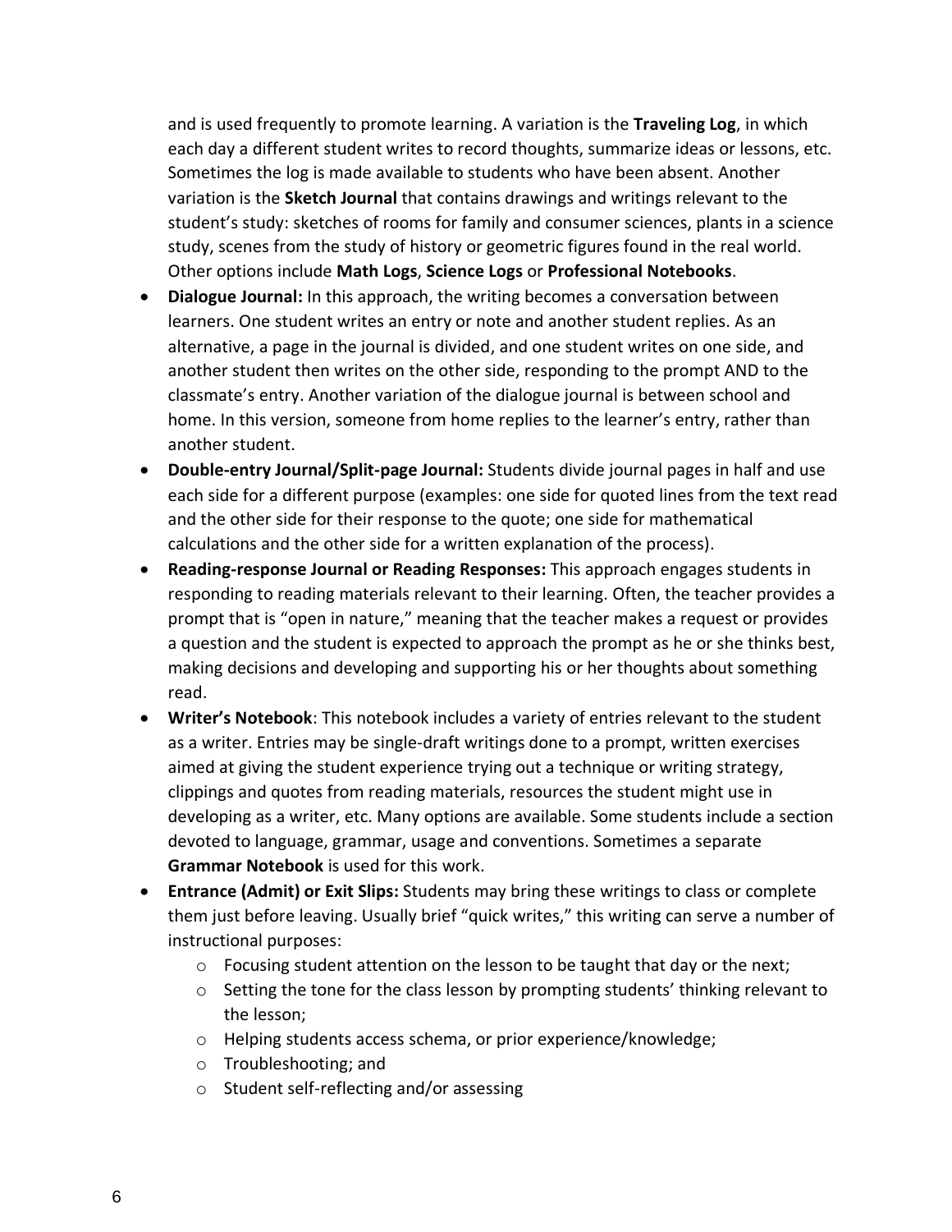and is used frequently to promote learning. A variation is the **Traveling Log**, in which each day a different student writes to record thoughts, summarize ideas or lessons, etc. Sometimes the log is made available to students who have been absent. Another variation is the **Sketch Journal** that contains drawings and writings relevant to the student's study: sketches of rooms for family and consumer sciences, plants in a science study, scenes from the study of history or geometric figures found in the real world. Other options include **Math Logs**, **Science Logs** or **Professional Notebooks**.

- **Dialogue Journal:** In this approach, the writing becomes a conversation between learners. One student writes an entry or note and another student replies. As an alternative, a page in the journal is divided, and one student writes on one side, and another student then writes on the other side, responding to the prompt AND to the classmate's entry. Another variation of the dialogue journal is between school and home. In this version, someone from home replies to the learner's entry, rather than another student.
- **Double-entry Journal/Split-page Journal:** Students divide journal pages in half and use each side for a different purpose (examples: one side for quoted lines from the text read and the other side for their response to the quote; one side for mathematical calculations and the other side for a written explanation of the process).
- **Reading-response Journal or Reading Responses:** This approach engages students in responding to reading materials relevant to their learning. Often, the teacher provides a prompt that is "open in nature," meaning that the teacher makes a request or provides a question and the student is expected to approach the prompt as he or she thinks best, making decisions and developing and supporting his or her thoughts about something read.
- **Writer's Notebook**: This notebook includes a variety of entries relevant to the student as a writer. Entries may be single-draft writings done to a prompt, written exercises aimed at giving the student experience trying out a technique or writing strategy, clippings and quotes from reading materials, resources the student might use in developing as a writer, etc. Many options are available. Some students include a section devoted to language, grammar, usage and conventions. Sometimes a separate **Grammar Notebook** is used for this work.
- **Entrance (Admit) or Exit Slips:** Students may bring these writings to class or complete them just before leaving. Usually brief "quick writes," this writing can serve a number of instructional purposes:
  - Focusing student attention on the lesson to be taught that day or the next;
  - Setting the tone for the class lesson by prompting students' thinking relevant to the lesson;
  - Helping students access schema, or prior experience/knowledge;
  - Troubleshooting; and
  - Student self-reflecting and/or assessing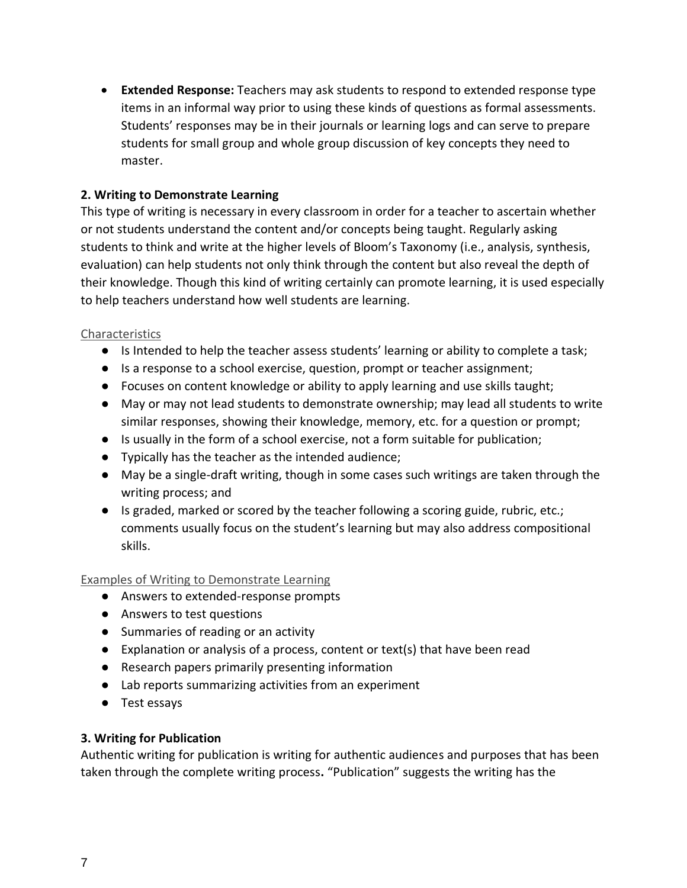- **Extended Response:** Teachers may ask students to respond to extended response type items in an informal way prior to using these kinds of questions as formal assessments. Students' responses may be in their journals or learning logs and can serve to prepare students for small group and whole group discussion of key concepts they need to master.

**2. Writing to Demonstrate Learning**

This type of writing is necessary in every classroom in order for a teacher to ascertain whether or not students understand the content and/or concepts being taught. Regularly asking students to think and write at the higher levels of Bloom's Taxonomy (i.e., analysis, synthesis, evaluation) can help students not only think through the content but also reveal the depth of their knowledge. Though this kind of writing certainly can promote learning, it is used especially to help teachers understand how well students are learning.

Characteristics

- Is Intended to help the teacher assess students' learning or ability to complete a task;
- Is a response to a school exercise, question, prompt or teacher assignment;
- Focuses on content knowledge or ability to apply learning and use skills taught;
- May or may not lead students to demonstrate ownership; may lead all students to write similar responses, showing their knowledge, memory, etc. for a question or prompt;
- Is usually in the form of a school exercise, not a form suitable for publication;
- Typically has the teacher as the intended audience;
- May be a single-draft writing, though in some cases such writings are taken through the writing process; and
- Is graded, marked or scored by the teacher following a scoring guide, rubric, etc.; comments usually focus on the student's learning but may also address compositional skills.

Examples of Writing to Demonstrate Learning

- Answers to extended-response prompts
- Answers to test questions
- Summaries of reading or an activity
- Explanation or analysis of a process, content or text(s) that have been read
- Research papers primarily presenting information
- Lab reports summarizing activities from an experiment
- Test essays

**3. Writing for Publication**

Authentic writing for publication is writing for authentic audiences and purposes that has been taken through the complete writing process**.** "Publication" suggests the writing has the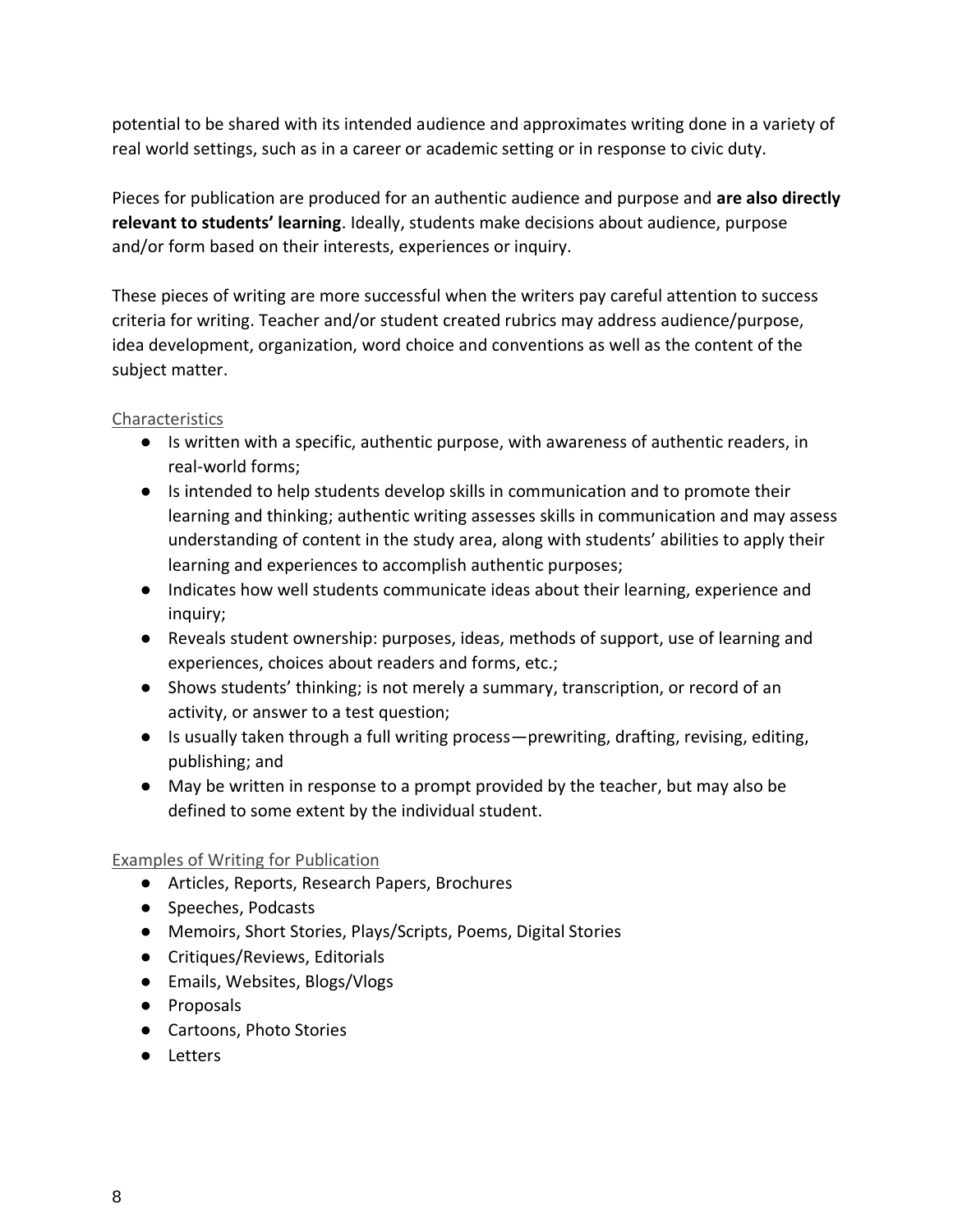potential to be shared with its intended audience and approximates writing done in a variety of real world settings, such as in a career or academic setting or in response to civic duty.

Pieces for publication are produced for an authentic audience and purpose and **are also directly relevant to students' learning**. Ideally, students make decisions about audience, purpose and/or form based on their interests, experiences or inquiry.

These pieces of writing are more successful when the writers pay careful attention to success criteria for writing. Teacher and/or student created rubrics may address audience/purpose, idea development, organization, word choice and conventions as well as the content of the subject matter.

Characteristics

- Is written with a specific, authentic purpose, with awareness of authentic readers, in real-world forms;
- Is intended to help students develop skills in communication and to promote their learning and thinking; authentic writing assesses skills in communication and may assess understanding of content in the study area, along with students' abilities to apply their learning and experiences to accomplish authentic purposes;
- Indicates how well students communicate ideas about their learning, experience and inquiry;
- Reveals student ownership: purposes, ideas, methods of support, use of learning and experiences, choices about readers and forms, etc.;
- Shows students' thinking; is not merely a summary, transcription, or record of an activity, or answer to a test question;
- Is usually taken through a full writing process—prewriting, drafting, revising, editing, publishing; and
- May be written in response to a prompt provided by the teacher, but may also be defined to some extent by the individual student.

Examples of Writing for Publication

- Articles, Reports, Research Papers, Brochures
- Speeches, Podcasts
- Memoirs, Short Stories, Plays/Scripts, Poems, Digital Stories
- Critiques/Reviews, Editorials
- Emails, Websites, Blogs/Vlogs
- Proposals
- Cartoons, Photo Stories
- Letters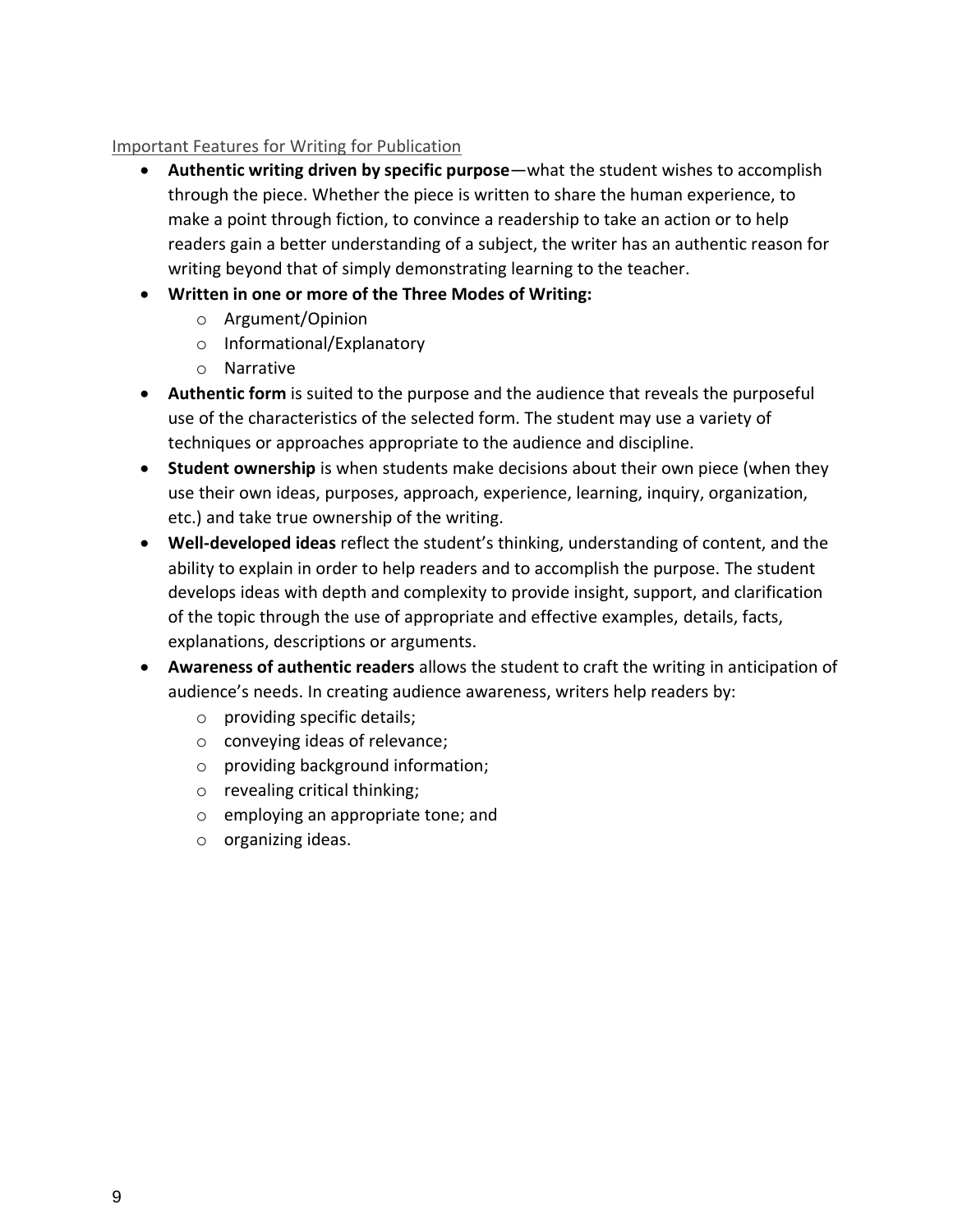Important Features for Writing for Publication

- **Authentic writing driven by specific purpose**—what the student wishes to accomplish through the piece. Whether the piece is written to share the human experience, to make a point through fiction, to convince a readership to take an action or to help readers gain a better understanding of a subject, the writer has an authentic reason for writing beyond that of simply demonstrating learning to the teacher.
- **Written in one or more of the Three Modes of Writing:**
  - Argument/Opinion
  - Informational/Explanatory
  - Narrative
- **Authentic form** is suited to the purpose and the audience that reveals the purposeful use of the characteristics of the selected form. The student may use a variety of techniques or approaches appropriate to the audience and discipline.
- **Student ownership** is when students make decisions about their own piece (when they use their own ideas, purposes, approach, experience, learning, inquiry, organization, etc.) and take true ownership of the writing.
- **Well-developed ideas** reflect the student's thinking, understanding of content, and the ability to explain in order to help readers and to accomplish the purpose. The student develops ideas with depth and complexity to provide insight, support, and clarification of the topic through the use of appropriate and effective examples, details, facts, explanations, descriptions or arguments.
- **Awareness of authentic readers** allows the student to craft the writing in anticipation of audience's needs. In creating audience awareness, writers help readers by:
  - providing specific details;
  - conveying ideas of relevance;
  - providing background information;
  - revealing critical thinking;
  - employing an appropriate tone; and
  - organizing ideas.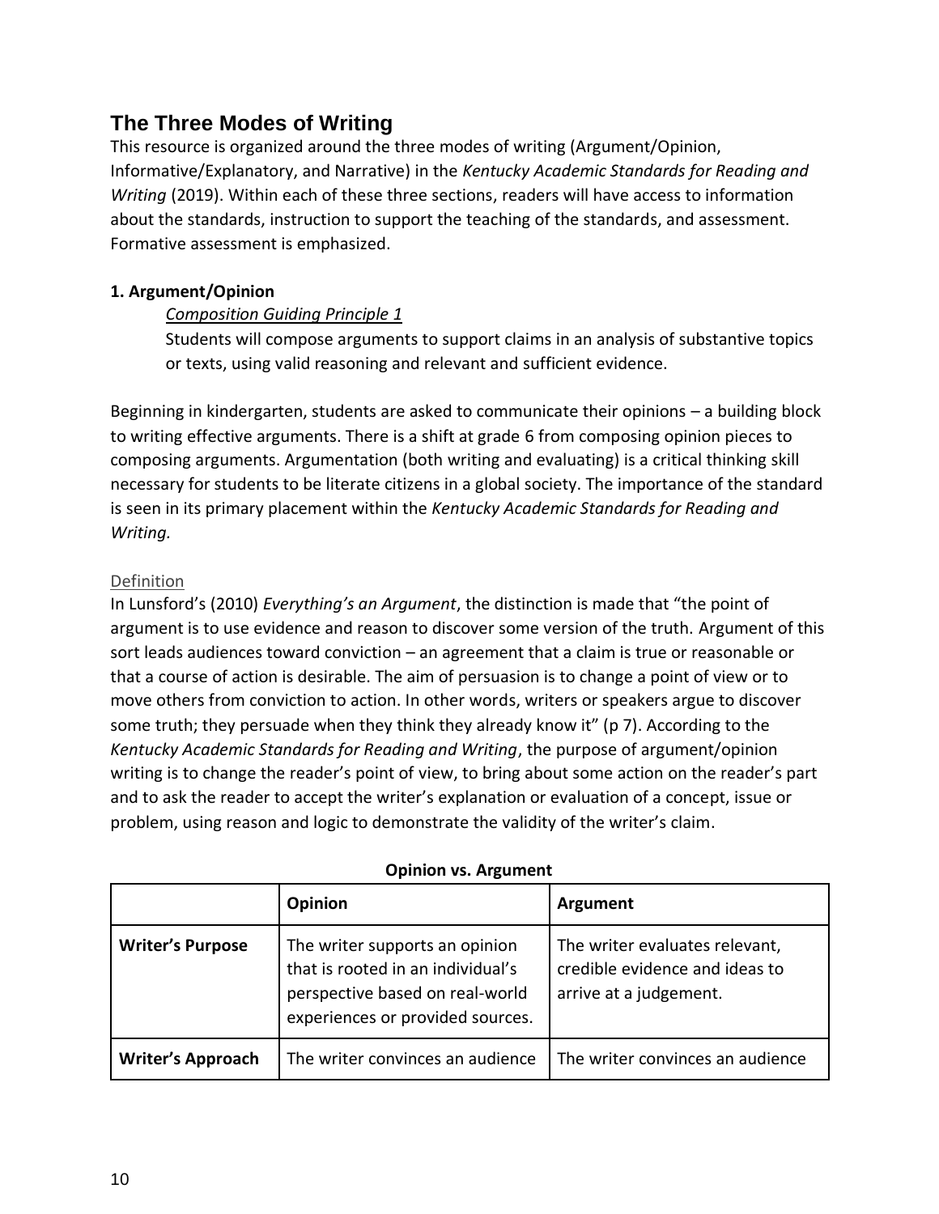## The Three Modes of Writing

This resource is organized around the three modes of writing (Argument/Opinion, Informative/Explanatory, and Narrative) in the *Kentucky Academic Standards for Reading and Writing* (2019). Within each of these three sections, readers will have access to information about the standards, instruction to support the teaching of the standards, and assessment. Formative assessment is emphasized.

### 1. Argument/Opinion

> *Composition Guiding Principle 1*
>
> Students will compose arguments to support claims in an analysis of substantive topics or texts, using valid reasoning and relevant and sufficient evidence.

Beginning in kindergarten, students are asked to communicate their opinions – a building block to writing effective arguments. There is a shift at grade 6 from composing opinion pieces to composing arguments. Argumentation (both writing and evaluating) is a critical thinking skill necessary for students to be literate citizens in a global society. The importance of the standard is seen in its primary placement within the *Kentucky Academic Standards for Reading and Writing.*

Definition

In Lunsford's (2010) *Everything's an Argument*, the distinction is made that "the point of argument is to use evidence and reason to discover some version of the truth. Argument of this sort leads audiences toward conviction – an agreement that a claim is true or reasonable or that a course of action is desirable. The aim of persuasion is to change a point of view or to move others from conviction to action. In other words, writers or speakers argue to discover some truth; they persuade when they think they already know it" (p 7). According to the *Kentucky Academic Standards for Reading and Writing*, the purpose of argument/opinion writing is to change the reader's point of view, to bring about some action on the reader's part and to ask the reader to accept the writer's explanation or evaluation of a concept, issue or problem, using reason and logic to demonstrate the validity of the writer's claim.

**Opinion vs. Argument**

| | **Opinion** | **Argument** |
|---|---|---|
| **Writer's Purpose** | The writer supports an opinion that is rooted in an individual's perspective based on real-world experiences or provided sources. | The writer evaluates relevant, credible evidence and ideas to arrive at a judgement. |
| **Writer's Approach** | The writer convinces an audience | The writer convinces an audience |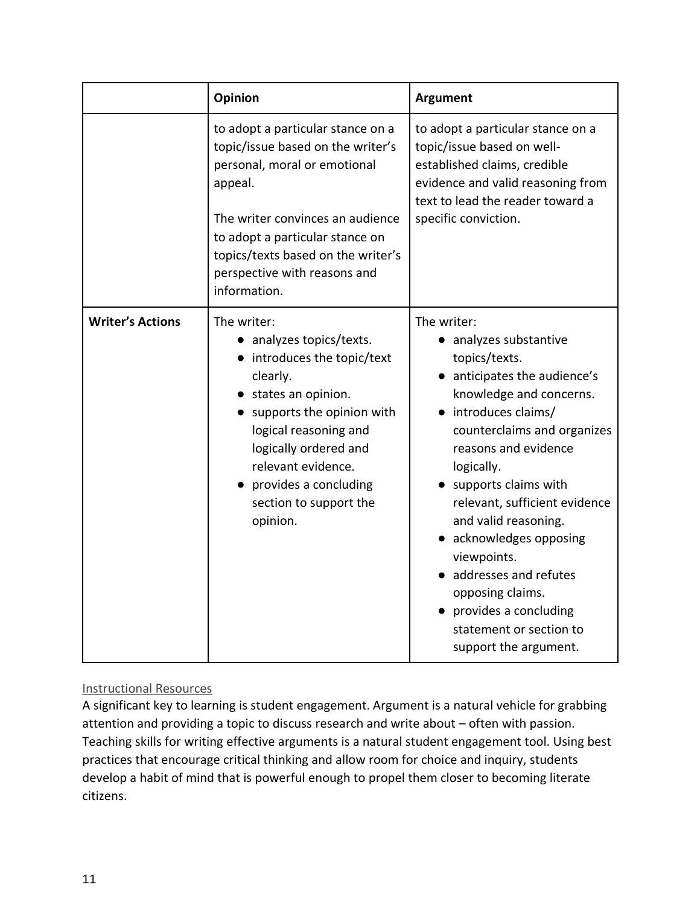| | **Opinion** | **Argument** |
|---|---|---|
| | to adopt a particular stance on a topic/issue based on the writer's personal, moral or emotional appeal.<br><br>The writer convinces an audience to adopt a particular stance on topics/texts based on the writer's perspective with reasons and information. | to adopt a particular stance on a topic/issue based on well-established claims, credible evidence and valid reasoning from text to lead the reader toward a specific conviction. |
| **Writer's Actions** | The writer:<br>● analyzes topics/texts.<br>● introduces the topic/text clearly.<br>● states an opinion.<br>● supports the opinion with logical reasoning and logically ordered and relevant evidence.<br>● provides a concluding section to support the opinion. | The writer:<br>● analyzes substantive topics/texts.<br>● anticipates the audience's knowledge and concerns.<br>● introduces claims/ counterclaims and organizes reasons and evidence logically.<br>● supports claims with relevant, sufficient evidence and valid reasoning.<br>● acknowledges opposing viewpoints.<br>● addresses and refutes opposing claims.<br>● provides a concluding statement or section to support the argument. |

Instructional Resources

A significant key to learning is student engagement. Argument is a natural vehicle for grabbing attention and providing a topic to discuss research and write about – often with passion. Teaching skills for writing effective arguments is a natural student engagement tool. Using best practices that encourage critical thinking and allow room for choice and inquiry, students develop a habit of mind that is powerful enough to propel them closer to becoming literate citizens.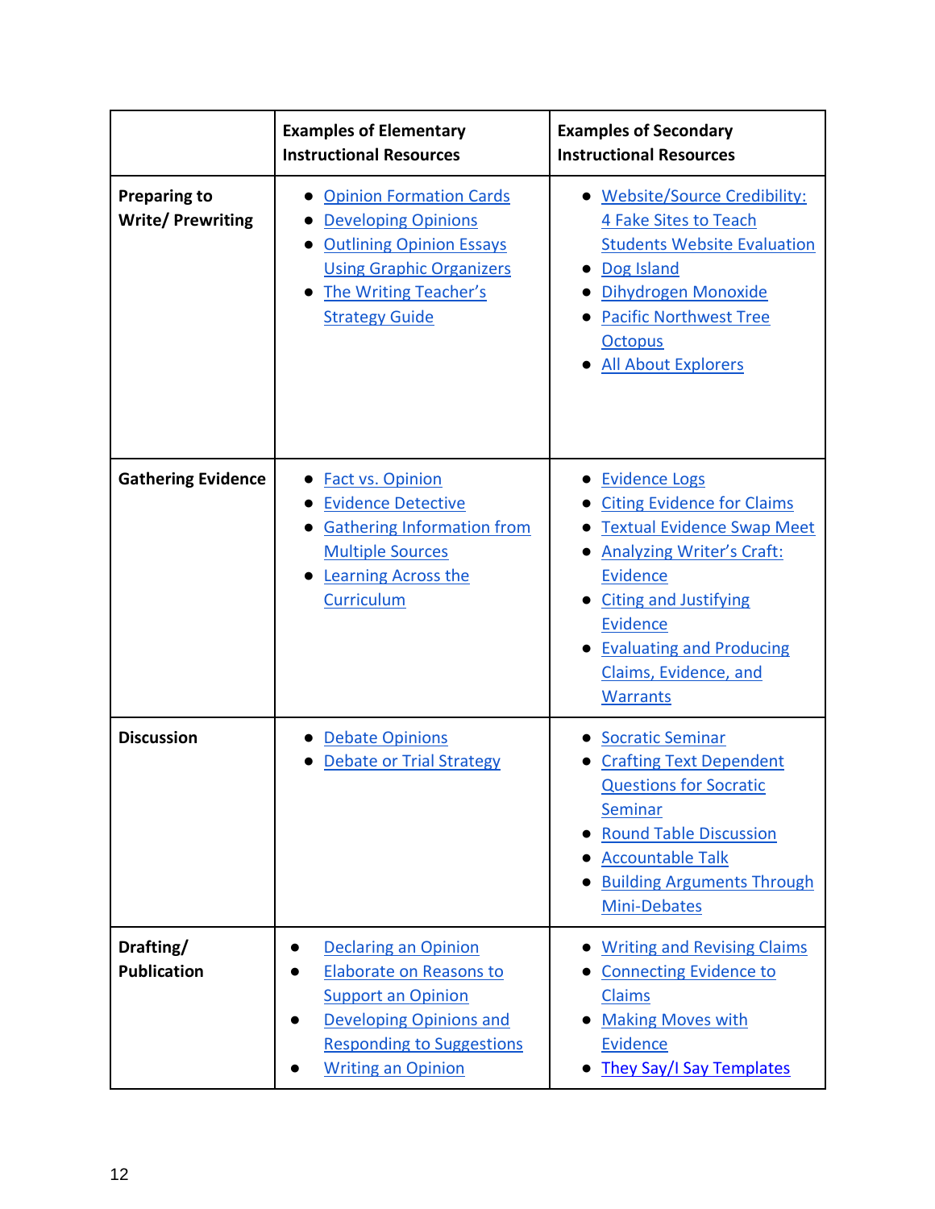| | Examples of Elementary Instructional Resources | Examples of Secondary Instructional Resources |
|---|---|---|
| **Preparing to Write/ Prewriting** | • Opinion Formation Cards<br>• Developing Opinions<br>• Outlining Opinion Essays Using Graphic Organizers<br>• The Writing Teacher's Strategy Guide | • Website/Source Credibility: 4 Fake Sites to Teach Students Website Evaluation<br>• Dog Island<br>• Dihydrogen Monoxide<br>• Pacific Northwest Tree Octopus<br>• All About Explorers |
| **Gathering Evidence** | • Fact vs. Opinion<br>• Evidence Detective<br>• Gathering Information from Multiple Sources<br>• Learning Across the Curriculum | • Evidence Logs<br>• Citing Evidence for Claims<br>• Textual Evidence Swap Meet<br>• Analyzing Writer's Craft: Evidence<br>• Citing and Justifying Evidence<br>• Evaluating and Producing Claims, Evidence, and Warrants |
| **Discussion** | • Debate Opinions<br>• Debate or Trial Strategy | • Socratic Seminar<br>• Crafting Text Dependent Questions for Socratic Seminar<br>• Round Table Discussion<br>• Accountable Talk<br>• Building Arguments Through Mini-Debates |
| **Drafting/ Publication** | • Declaring an Opinion<br>• Elaborate on Reasons to Support an Opinion<br>• Developing Opinions and Responding to Suggestions<br>• Writing an Opinion | • Writing and Revising Claims<br>• Connecting Evidence to Claims<br>• Making Moves with Evidence<br>• They Say/I Say Templates |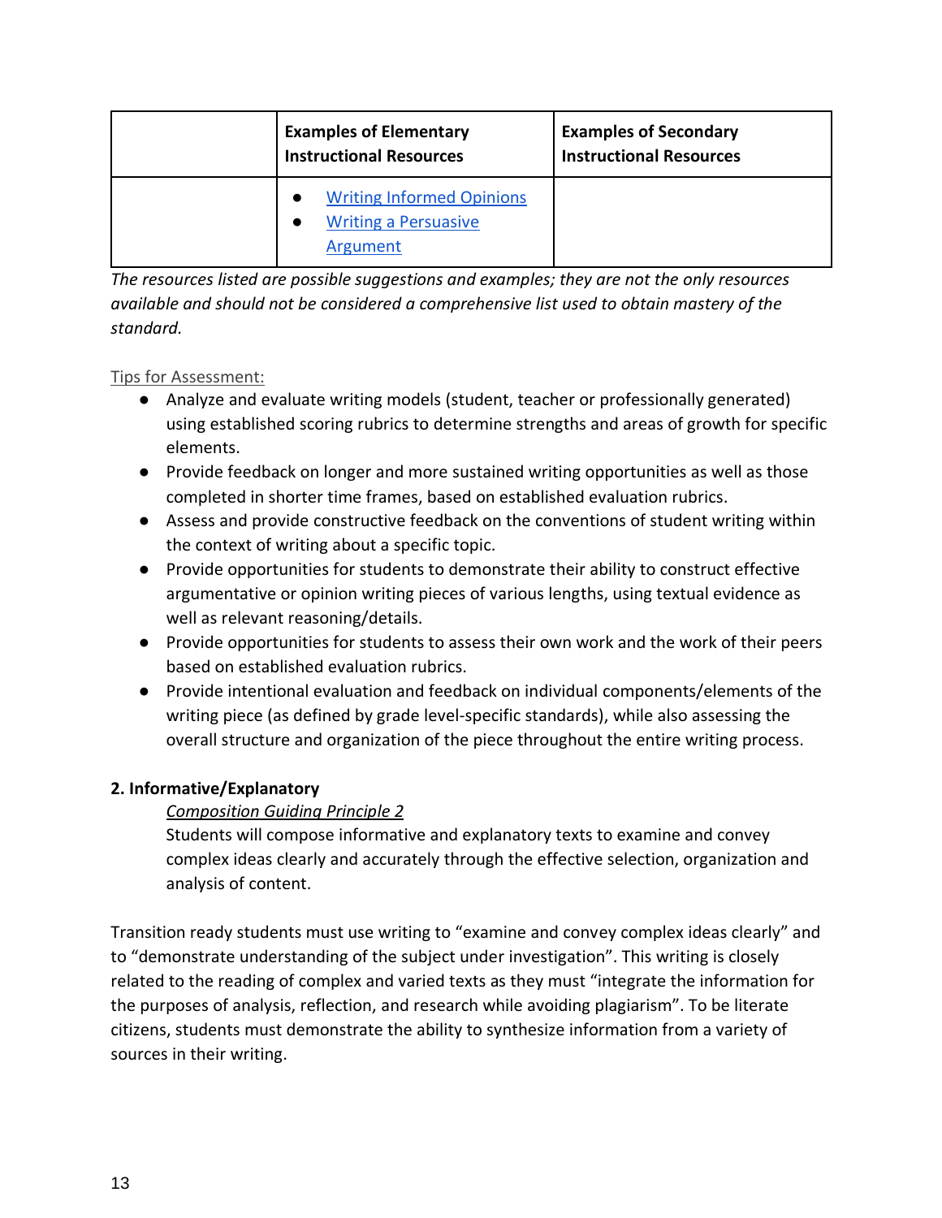| | Examples of Elementary Instructional Resources | Examples of Secondary Instructional Resources |
|---|---|---|
| | • Writing Informed Opinions<br>• Writing a Persuasive Argument | |

*The resources listed are possible suggestions and examples; they are not the only resources available and should not be considered a comprehensive list used to obtain mastery of the standard.*

Tips for Assessment:

- Analyze and evaluate writing models (student, teacher or professionally generated) using established scoring rubrics to determine strengths and areas of growth for specific elements.
- Provide feedback on longer and more sustained writing opportunities as well as those completed in shorter time frames, based on established evaluation rubrics.
- Assess and provide constructive feedback on the conventions of student writing within the context of writing about a specific topic.
- Provide opportunities for students to demonstrate their ability to construct effective argumentative or opinion writing pieces of various lengths, using textual evidence as well as relevant reasoning/details.
- Provide opportunities for students to assess their own work and the work of their peers based on established evaluation rubrics.
- Provide intentional evaluation and feedback on individual components/elements of the writing piece (as defined by grade level-specific standards), while also assessing the overall structure and organization of the piece throughout the entire writing process.

**2. Informative/Explanatory**

*Composition Guiding Principle 2*

Students will compose informative and explanatory texts to examine and convey complex ideas clearly and accurately through the effective selection, organization and analysis of content.

Transition ready students must use writing to "examine and convey complex ideas clearly" and to "demonstrate understanding of the subject under investigation". This writing is closely related to the reading of complex and varied texts as they must "integrate the information for the purposes of analysis, reflection, and research while avoiding plagiarism". To be literate citizens, students must demonstrate the ability to synthesize information from a variety of sources in their writing.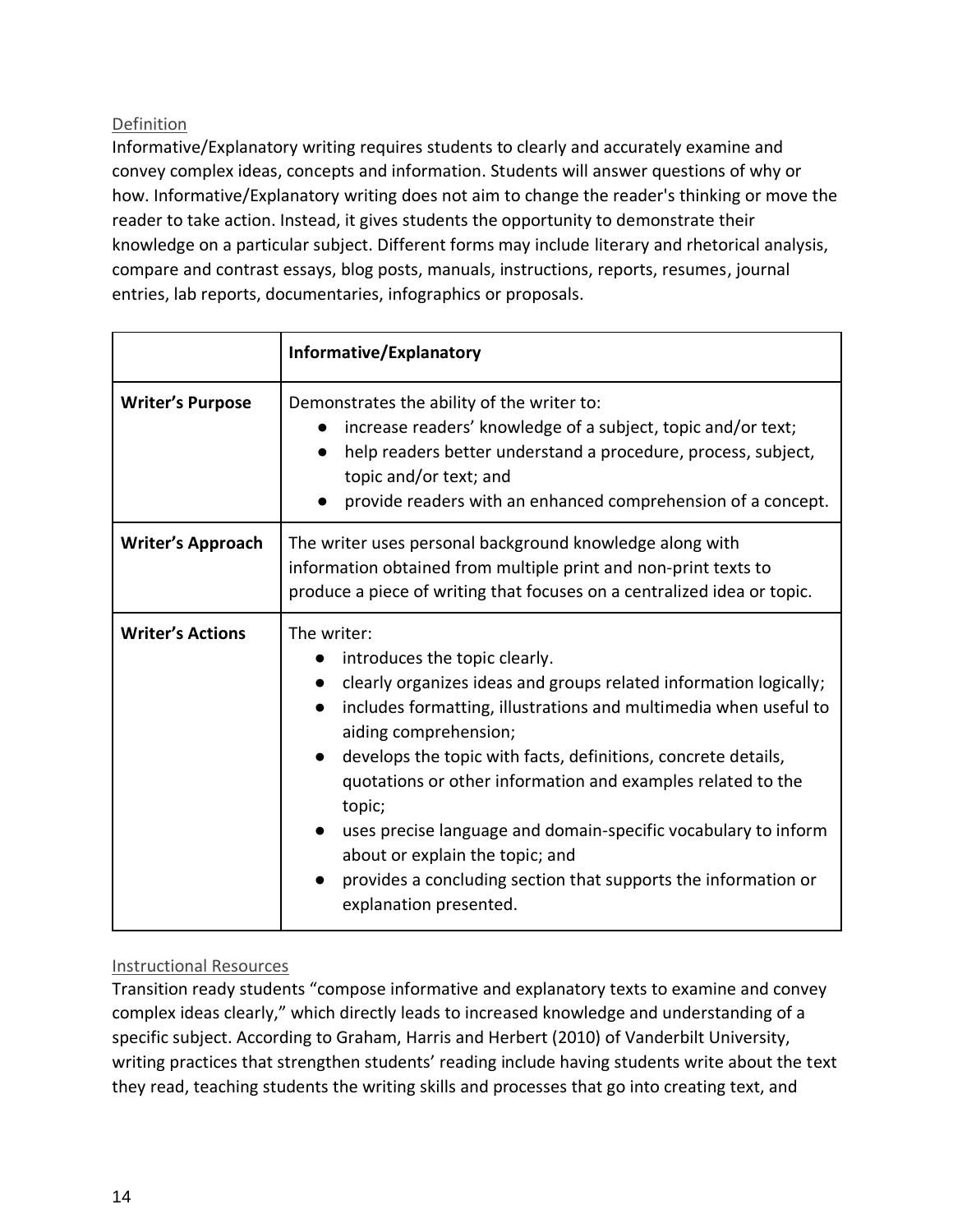### Definition

Informative/Explanatory writing requires students to clearly and accurately examine and convey complex ideas, concepts and information. Students will answer questions of why or how. Informative/Explanatory writing does not aim to change the reader's thinking or move the reader to take action. Instead, it gives students the opportunity to demonstrate their knowledge on a particular subject. Different forms may include literary and rhetorical analysis, compare and contrast essays, blog posts, manuals, instructions, reports, resumes, journal entries, lab reports, documentaries, infographics or proposals.

| | **Informative/Explanatory** |
|---|---|
| **Writer's Purpose** | Demonstrates the ability of the writer to:<br>● increase readers' knowledge of a subject, topic and/or text;<br>● help readers better understand a procedure, process, subject, topic and/or text; and<br>● provide readers with an enhanced comprehension of a concept. |
| **Writer's Approach** | The writer uses personal background knowledge along with information obtained from multiple print and non-print texts to produce a piece of writing that focuses on a centralized idea or topic. |
| **Writer's Actions** | The writer:<br>● introduces the topic clearly.<br>● clearly organizes ideas and groups related information logically;<br>● includes formatting, illustrations and multimedia when useful to aiding comprehension;<br>● develops the topic with facts, definitions, concrete details, quotations or other information and examples related to the topic;<br>● uses precise language and domain-specific vocabulary to inform about or explain the topic; and<br>● provides a concluding section that supports the information or explanation presented. |

### Instructional Resources

Transition ready students "compose informative and explanatory texts to examine and convey complex ideas clearly," which directly leads to increased knowledge and understanding of a specific subject. According to Graham, Harris and Herbert (2010) of Vanderbilt University, writing practices that strengthen students' reading include having students write about the text they read, teaching students the writing skills and processes that go into creating text, and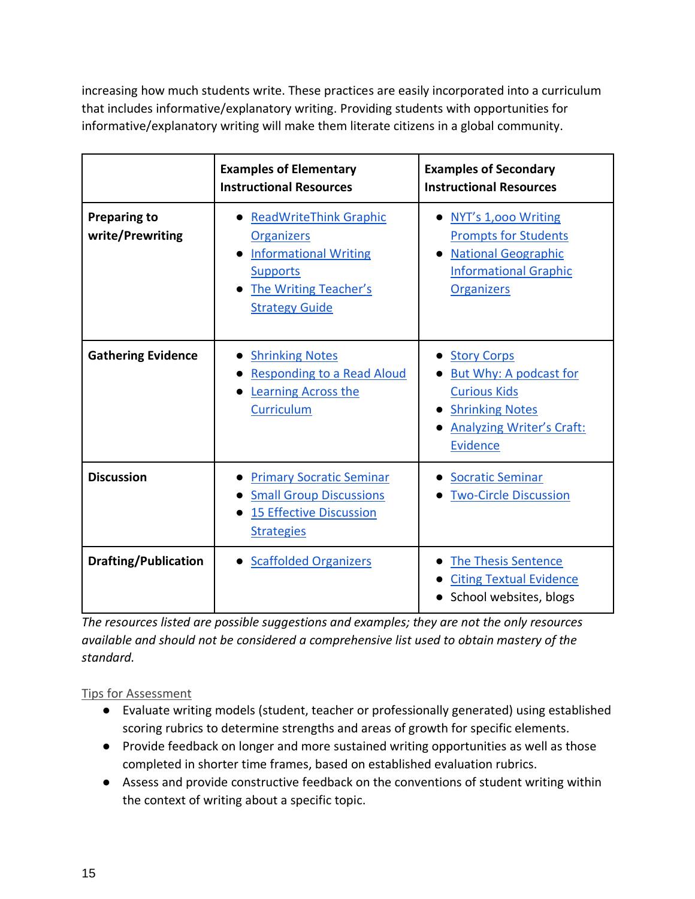increasing how much students write. These practices are easily incorporated into a curriculum that includes informative/explanatory writing. Providing students with opportunities for informative/explanatory writing will make them literate citizens in a global community.

| | **Examples of Elementary Instructional Resources** | **Examples of Secondary Instructional Resources** |
|---|---|---|
| **Preparing to write/Prewriting** | • ReadWriteThink Graphic Organizers<br>• Informational Writing Supports<br>• The Writing Teacher's Strategy Guide | • NYT's 1,ooo Writing Prompts for Students<br>• National Geographic Informational Graphic Organizers |
| **Gathering Evidence** | • Shrinking Notes<br>• Responding to a Read Aloud<br>• Learning Across the Curriculum | • Story Corps<br>• But Why: A podcast for Curious Kids<br>• Shrinking Notes<br>• Analyzing Writer's Craft: Evidence |
| **Discussion** | • Primary Socratic Seminar<br>• Small Group Discussions<br>• 15 Effective Discussion Strategies | • Socratic Seminar<br>• Two-Circle Discussion |
| **Drafting/Publication** | • Scaffolded Organizers | • The Thesis Sentence<br>• Citing Textual Evidence<br>• School websites, blogs |

*The resources listed are possible suggestions and examples; they are not the only resources available and should not be considered a comprehensive list used to obtain mastery of the standard.*

Tips for Assessment

- Evaluate writing models (student, teacher or professionally generated) using established scoring rubrics to determine strengths and areas of growth for specific elements.
- Provide feedback on longer and more sustained writing opportunities as well as those completed in shorter time frames, based on established evaluation rubrics.
- Assess and provide constructive feedback on the conventions of student writing within the context of writing about a specific topic.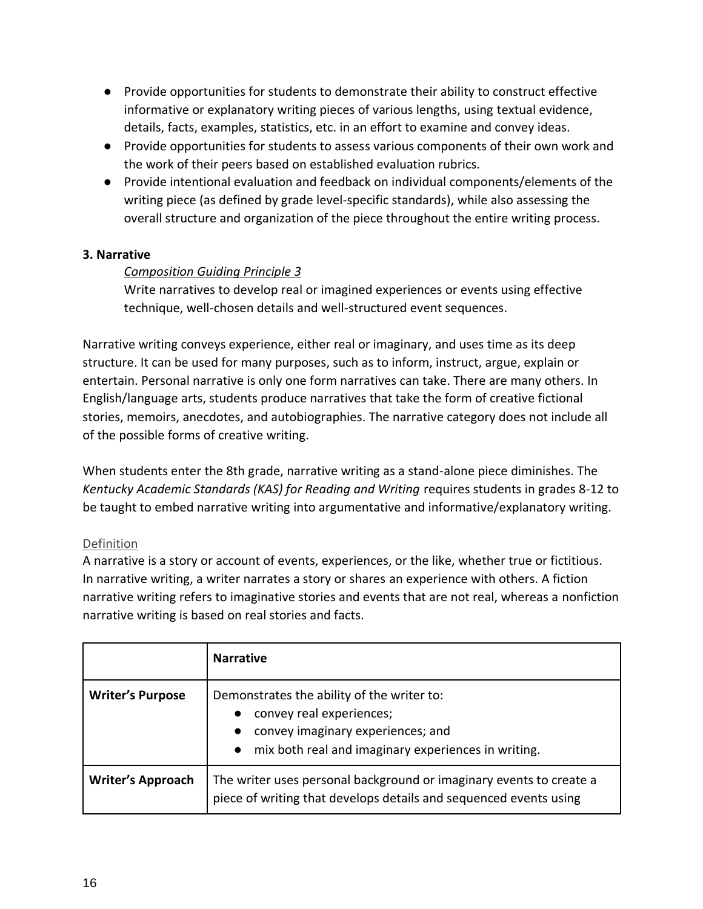- Provide opportunities for students to demonstrate their ability to construct effective informative or explanatory writing pieces of various lengths, using textual evidence, details, facts, examples, statistics, etc. in an effort to examine and convey ideas.
- Provide opportunities for students to assess various components of their own work and the work of their peers based on established evaluation rubrics.
- Provide intentional evaluation and feedback on individual components/elements of the writing piece (as defined by grade level-specific standards), while also assessing the overall structure and organization of the piece throughout the entire writing process.

**3. Narrative**

*Composition Guiding Principle 3*

Write narratives to develop real or imagined experiences or events using effective technique, well-chosen details and well-structured event sequences.

Narrative writing conveys experience, either real or imaginary, and uses time as its deep structure. It can be used for many purposes, such as to inform, instruct, argue, explain or entertain. Personal narrative is only one form narratives can take. There are many others. In English/language arts, students produce narratives that take the form of creative fictional stories, memoirs, anecdotes, and autobiographies. The narrative category does not include all of the possible forms of creative writing.

When students enter the 8th grade, narrative writing as a stand-alone piece diminishes. The *Kentucky Academic Standards (KAS) for Reading and Writing* requires students in grades 8-12 to be taught to embed narrative writing into argumentative and informative/explanatory writing.

Definition

A narrative is a story or account of events, experiences, or the like, whether true or fictitious. In narrative writing, a writer narrates a story or shares an experience with others. A fiction narrative writing refers to imaginative stories and events that are not real, whereas a nonfiction narrative writing is based on real stories and facts.

| | **Narrative** |
|---|---|
| **Writer's Purpose** | Demonstrates the ability of the writer to:<br>● convey real experiences;<br>● convey imaginary experiences; and<br>● mix both real and imaginary experiences in writing. |
| **Writer's Approach** | The writer uses personal background or imaginary events to create a piece of writing that develops details and sequenced events using |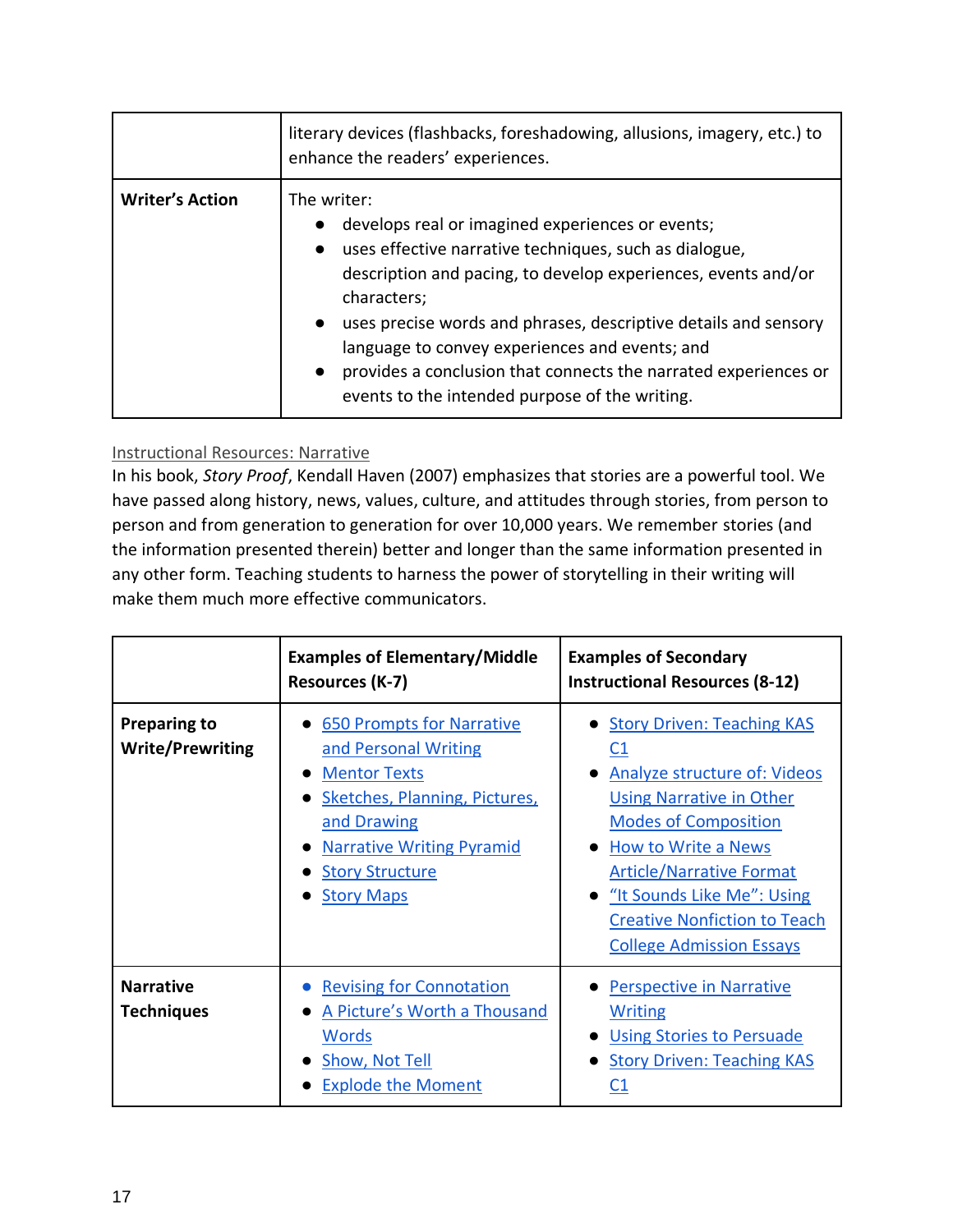| | |
|---|---|
| | literary devices (flashbacks, foreshadowing, allusions, imagery, etc.) to enhance the readers' experiences. |
| **Writer's Action** | The writer: <br>• develops real or imagined experiences or events;<br>• uses effective narrative techniques, such as dialogue, description and pacing, to develop experiences, events and/or characters;<br>• uses precise words and phrases, descriptive details and sensory language to convey experiences and events; and<br>• provides a conclusion that connects the narrated experiences or events to the intended purpose of the writing. |

Instructional Resources: Narrative

In his book, *Story Proof*, Kendall Haven (2007) emphasizes that stories are a powerful tool. We have passed along history, news, values, culture, and attitudes through stories, from person to person and from generation to generation for over 10,000 years. We remember stories (and the information presented therein) better and longer than the same information presented in any other form. Teaching students to harness the power of storytelling in their writing will make them much more effective communicators.

| | **Examples of Elementary/Middle Resources (K-7)** | **Examples of Secondary Instructional Resources (8-12)** |
|---|---|---|
| **Preparing to Write/Prewriting** | • 650 Prompts for Narrative and Personal Writing<br>• Mentor Texts<br>• Sketches, Planning, Pictures, and Drawing<br>• Narrative Writing Pyramid<br>• Story Structure<br>• Story Maps | • Story Driven: Teaching KAS C1<br>• Analyze structure of: Videos Using Narrative in Other Modes of Composition<br>• How to Write a News Article/Narrative Format<br>• "It Sounds Like Me": Using Creative Nonfiction to Teach College Admission Essays |
| **Narrative Techniques** | • Revising for Connotation<br>• A Picture's Worth a Thousand Words<br>• Show, Not Tell<br>• Explode the Moment | • Perspective in Narrative Writing<br>• Using Stories to Persuade<br>• Story Driven: Teaching KAS C1 |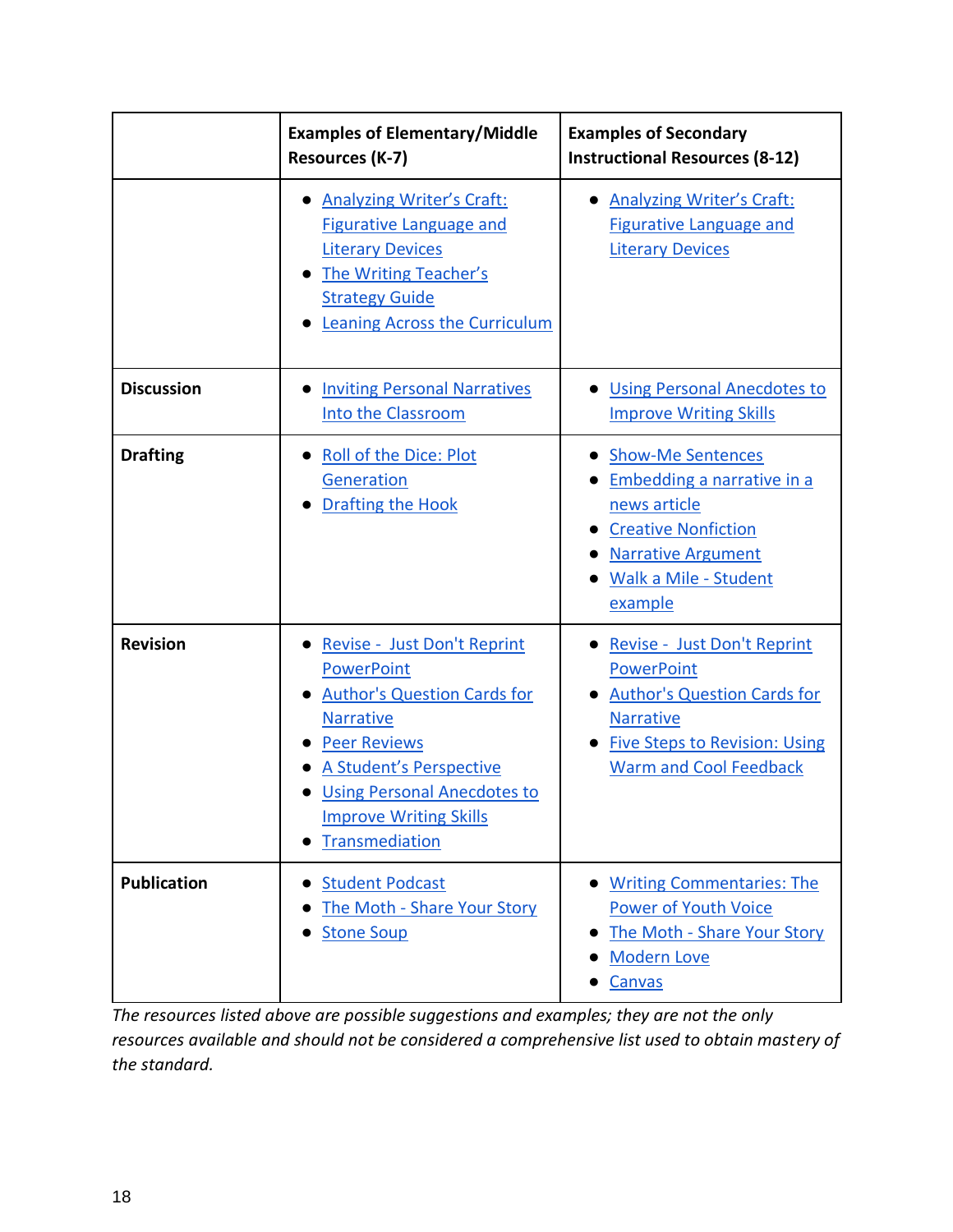| | Examples of Elementary/Middle Resources (K-7) | Examples of Secondary Instructional Resources (8-12) |
|---|---|---|
| | • Analyzing Writer's Craft: Figurative Language and Literary Devices<br>• The Writing Teacher's Strategy Guide<br>• Leaning Across the Curriculum | • Analyzing Writer's Craft: Figurative Language and Literary Devices |
| **Discussion** | • Inviting Personal Narratives Into the Classroom | • Using Personal Anecdotes to Improve Writing Skills |
| **Drafting** | • Roll of the Dice: Plot Generation<br>• Drafting the Hook | • Show-Me Sentences<br>• Embedding a narrative in a news article<br>• Creative Nonfiction<br>• Narrative Argument<br>• Walk a Mile - Student example |
| **Revision** | • Revise - Just Don't Reprint PowerPoint<br>• Author's Question Cards for Narrative<br>• Peer Reviews<br>• A Student's Perspective<br>• Using Personal Anecdotes to Improve Writing Skills<br>• Transmediation | • Revise - Just Don't Reprint PowerPoint<br>• Author's Question Cards for Narrative<br>• Five Steps to Revision: Using Warm and Cool Feedback |
| **Publication** | • Student Podcast<br>• The Moth - Share Your Story<br>• Stone Soup | • Writing Commentaries: The Power of Youth Voice<br>• The Moth - Share Your Story<br>• Modern Love<br>• Canvas |

*The resources listed above are possible suggestions and examples; they are not the only resources available and should not be considered a comprehensive list used to obtain mastery of the standard.*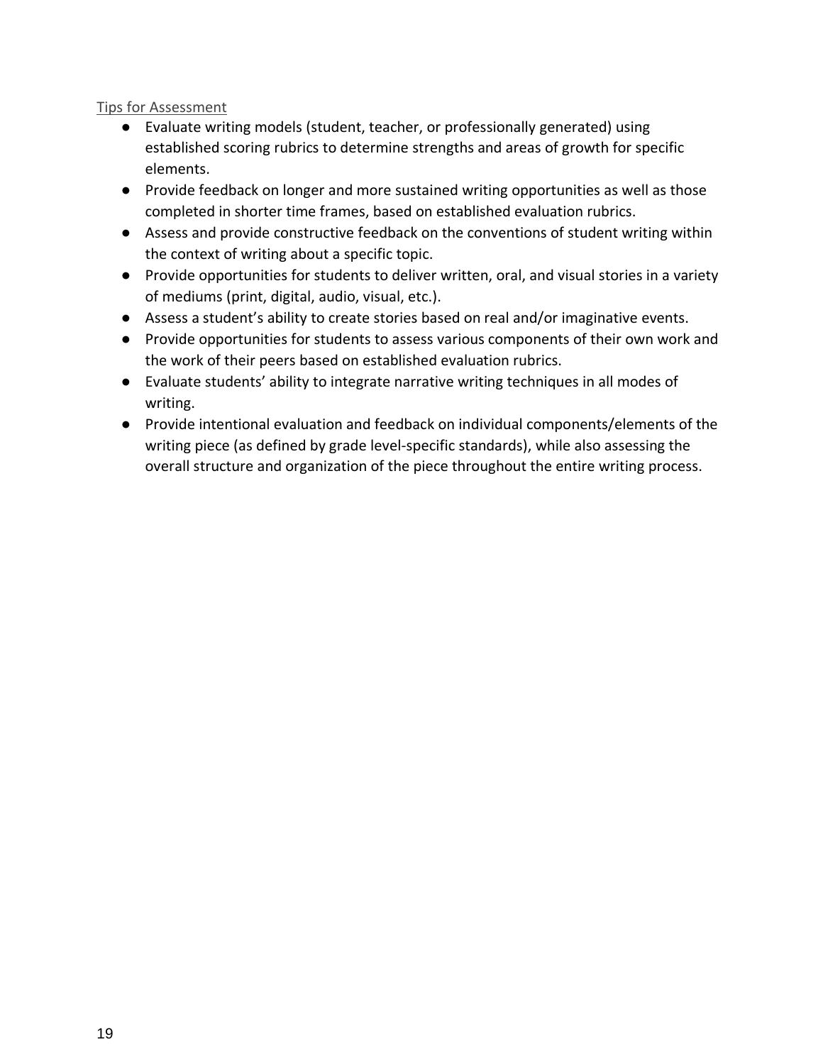Tips for Assessment

- Evaluate writing models (student, teacher, or professionally generated) using established scoring rubrics to determine strengths and areas of growth for specific elements.
- Provide feedback on longer and more sustained writing opportunities as well as those completed in shorter time frames, based on established evaluation rubrics.
- Assess and provide constructive feedback on the conventions of student writing within the context of writing about a specific topic.
- Provide opportunities for students to deliver written, oral, and visual stories in a variety of mediums (print, digital, audio, visual, etc.).
- Assess a student's ability to create stories based on real and/or imaginative events.
- Provide opportunities for students to assess various components of their own work and the work of their peers based on established evaluation rubrics.
- Evaluate students' ability to integrate narrative writing techniques in all modes of writing.
- Provide intentional evaluation and feedback on individual components/elements of the writing piece (as defined by grade level-specific standards), while also assessing the overall structure and organization of the piece throughout the entire writing process.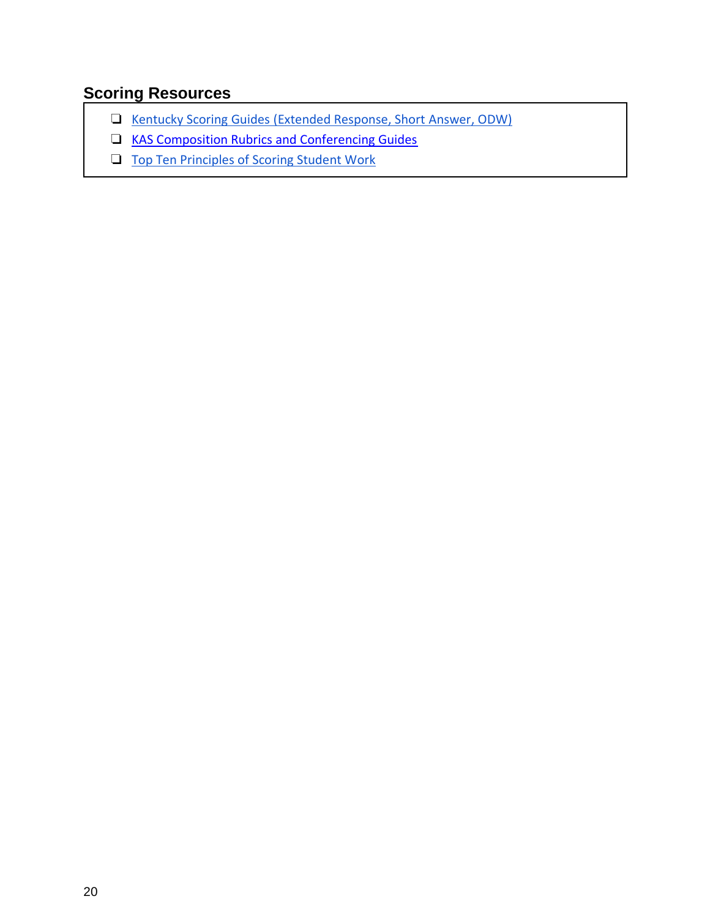## Scoring Resources

- ❏ Kentucky Scoring Guides (Extended Response, Short Answer, ODW)
- ❏ KAS Composition Rubrics and Conferencing Guides
- ❏ Top Ten Principles of Scoring Student Work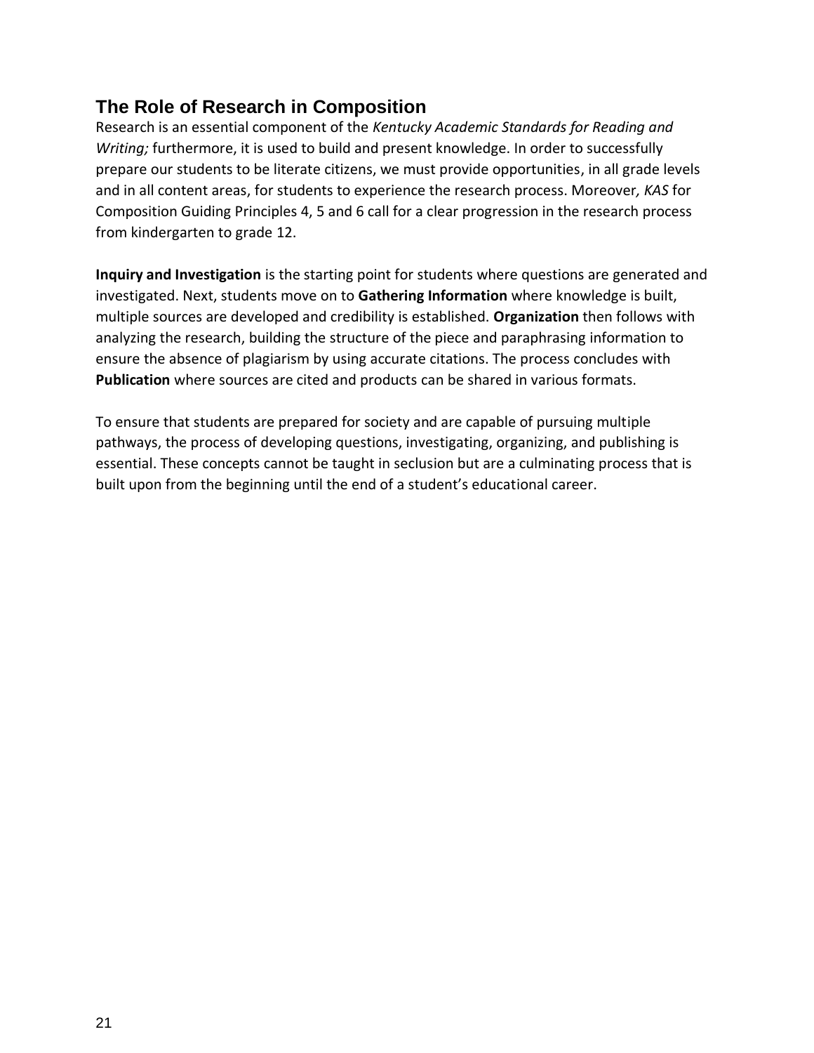## The Role of Research in Composition

Research is an essential component of the *Kentucky Academic Standards for Reading and Writing;* furthermore, it is used to build and present knowledge. In order to successfully prepare our students to be literate citizens, we must provide opportunities, in all grade levels and in all content areas, for students to experience the research process. Moreover*, KAS* for Composition Guiding Principles 4, 5 and 6 call for a clear progression in the research process from kindergarten to grade 12.

**Inquiry and Investigation** is the starting point for students where questions are generated and investigated. Next, students move on to **Gathering Information** where knowledge is built, multiple sources are developed and credibility is established. **Organization** then follows with analyzing the research, building the structure of the piece and paraphrasing information to ensure the absence of plagiarism by using accurate citations. The process concludes with **Publication** where sources are cited and products can be shared in various formats.

To ensure that students are prepared for society and are capable of pursuing multiple pathways, the process of developing questions, investigating, organizing, and publishing is essential. These concepts cannot be taught in seclusion but are a culminating process that is built upon from the beginning until the end of a student's educational career.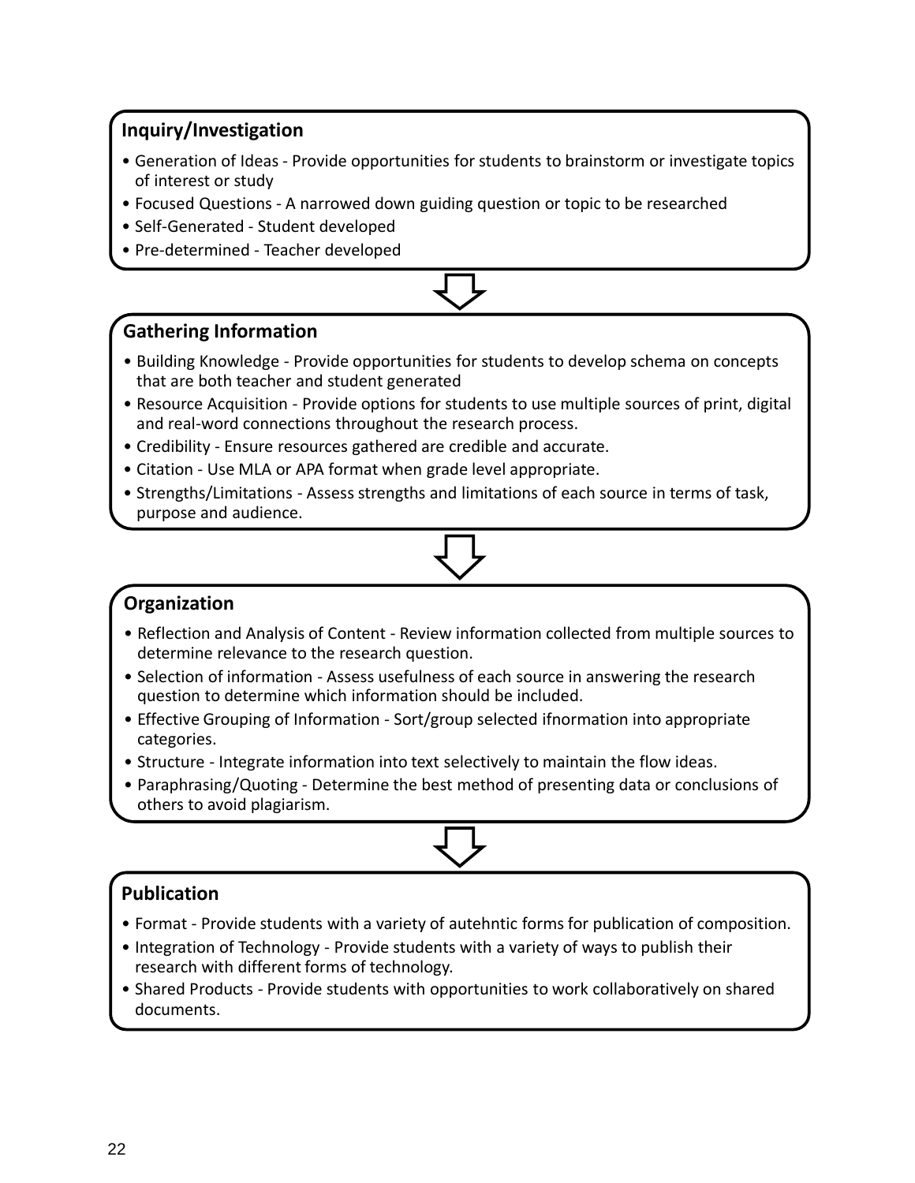## Inquiry/Investigation

- Generation of Ideas - Provide opportunities for students to brainstorm or investigate topics of interest or study
- Focused Questions - A narrowed down guiding question or topic to be researched
- Self-Generated - Student developed
- Pre-determined - Teacher developed

## Gathering Information

- Building Knowledge - Provide opportunities for students to develop schema on concepts that are both teacher and student generated
- Resource Acquisition - Provide options for students to use multiple sources of print, digital and real-word connections throughout the research process.
- Credibility - Ensure resources gathered are credible and accurate.
- Citation - Use MLA or APA format when grade level appropriate.
- Strengths/Limitations - Assess strengths and limitations of each source in terms of task, purpose and audience.

## Organization

- Reflection and Analysis of Content - Review information collected from multiple sources to determine relevance to the research question.
- Selection of information - Assess usefulness of each source in answering the research question to determine which information should be included.
- Effective Grouping of Information - Sort/group selected ifnormation into appropriate categories.
- Structure - Integrate information into text selectively to maintain the flow ideas.
- Paraphrasing/Quoting - Determine the best method of presenting data or conclusions of others to avoid plagiarism.

## Publication

- Format - Provide students with a variety of autehntic forms for publication of composition.
- Integration of Technology - Provide students with a variety of ways to publish their research with different forms of technology.
- Shared Products - Provide students with opportunities to work collaboratively on shared documents.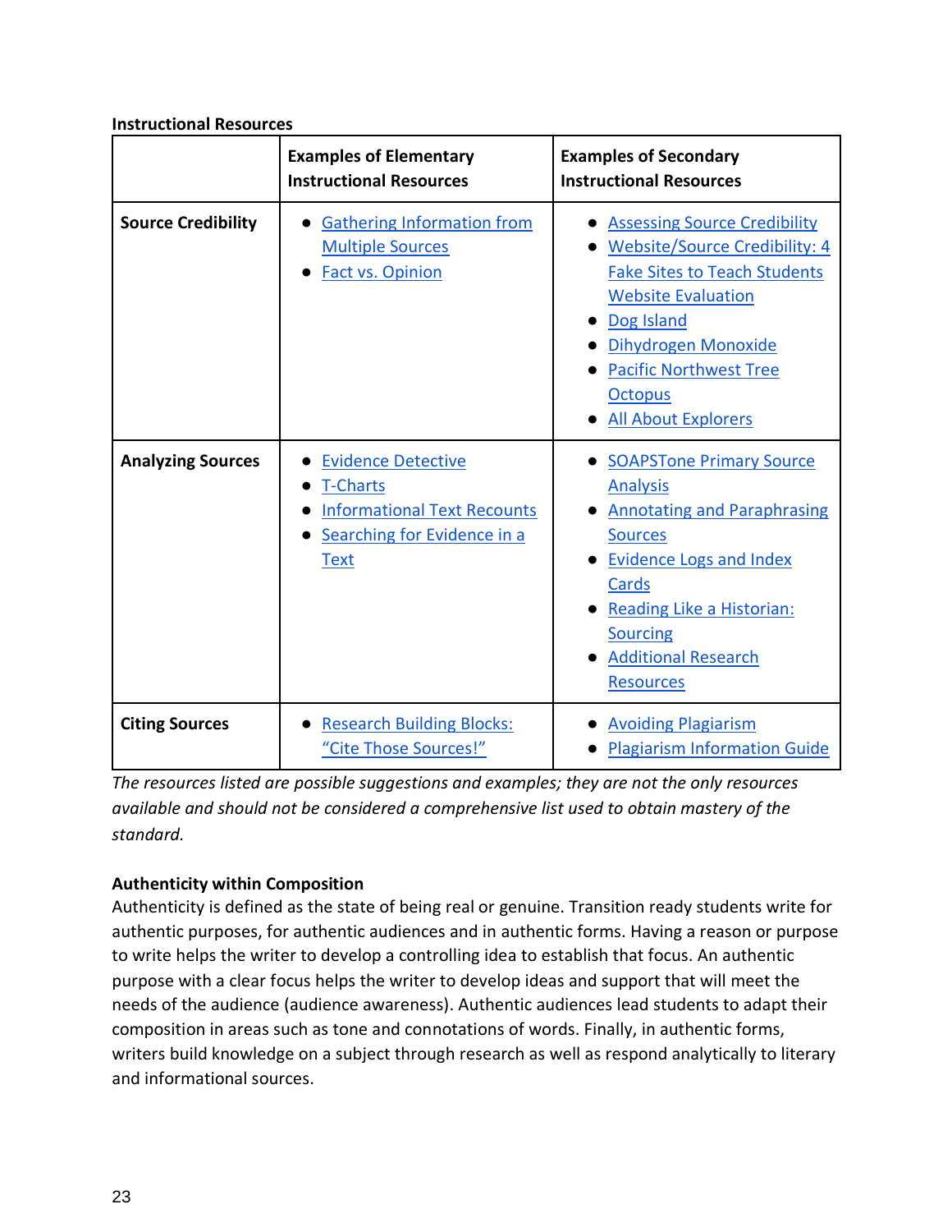**Instructional Resources**

| | Examples of Elementary Instructional Resources | Examples of Secondary Instructional Resources |
|---|---|---|
| **Source Credibility** | • Gathering Information from Multiple Sources<br>• Fact vs. Opinion | • Assessing Source Credibility<br>• Website/Source Credibility: 4 Fake Sites to Teach Students Website Evaluation<br>• Dog Island<br>• Dihydrogen Monoxide<br>• Pacific Northwest Tree Octopus<br>• All About Explorers |
| **Analyzing Sources** | • Evidence Detective<br>• T-Charts<br>• Informational Text Recounts<br>• Searching for Evidence in a Text | • SOAPSTone Primary Source Analysis<br>• Annotating and Paraphrasing Sources<br>• Evidence Logs and Index Cards<br>• Reading Like a Historian: Sourcing<br>• Additional Research Resources |
| **Citing Sources** | • Research Building Blocks: "Cite Those Sources!" | • Avoiding Plagiarism<br>• Plagiarism Information Guide |

*The resources listed are possible suggestions and examples; they are not the only resources available and should not be considered a comprehensive list used to obtain mastery of the standard.*

**Authenticity within Composition**

Authenticity is defined as the state of being real or genuine. Transition ready students write for authentic purposes, for authentic audiences and in authentic forms. Having a reason or purpose to write helps the writer to develop a controlling idea to establish that focus. An authentic purpose with a clear focus helps the writer to develop ideas and support that will meet the needs of the audience (audience awareness). Authentic audiences lead students to adapt their composition in areas such as tone and connotations of words. Finally, in authentic forms, writers build knowledge on a subject through research as well as respond analytically to literary and informational sources.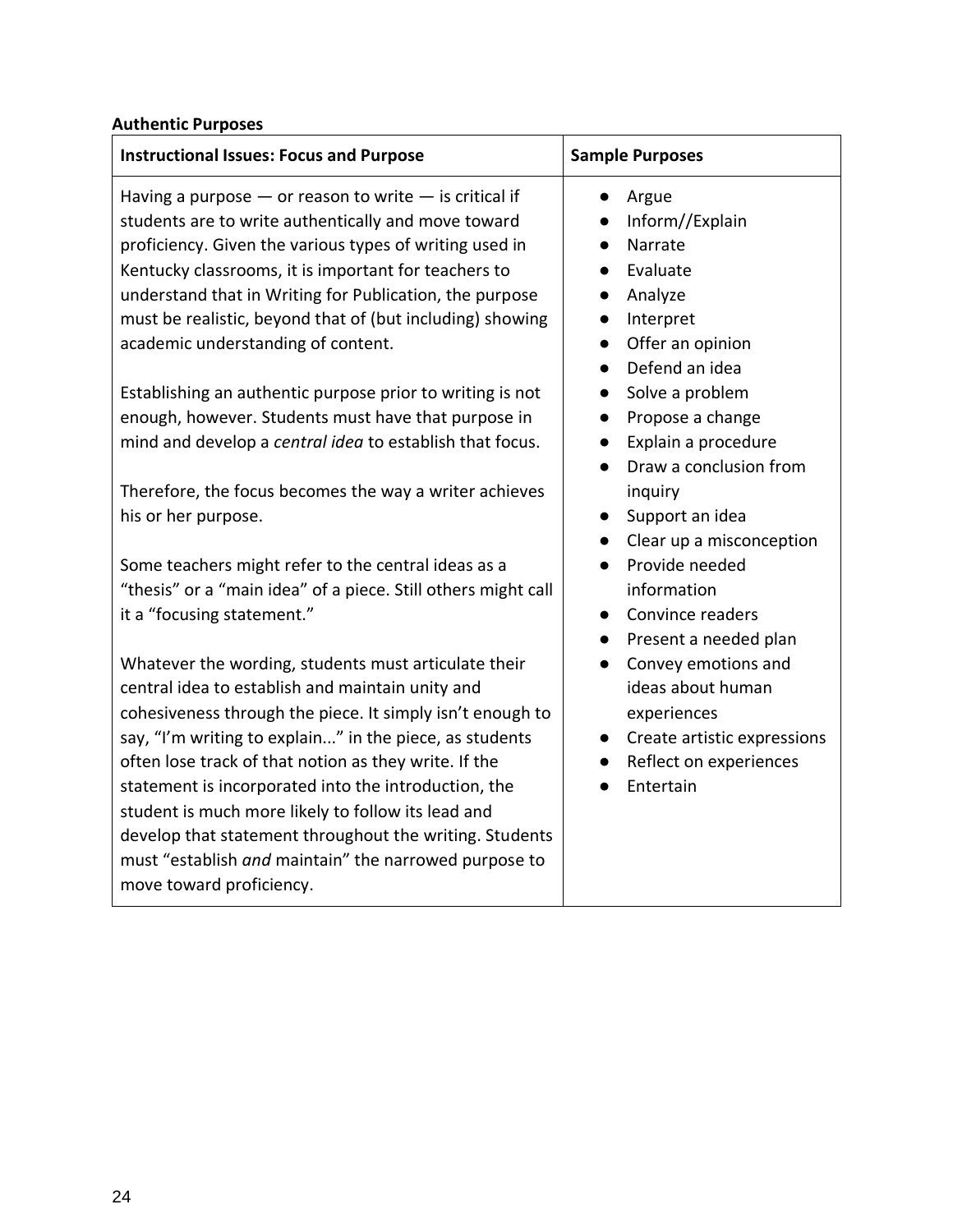**Authentic Purposes**

| Instructional Issues: Focus and Purpose | Sample Purposes |
| --- | --- |
| Having a purpose — or reason to write — is critical if students are to write authentically and move toward proficiency. Given the various types of writing used in Kentucky classrooms, it is important for teachers to understand that in Writing for Publication, the purpose must be realistic, beyond that of (but including) showing academic understanding of content.<br><br>Establishing an authentic purpose prior to writing is not enough, however. Students must have that purpose in mind and develop a *central idea* to establish that focus.<br><br>Therefore, the focus becomes the way a writer achieves his or her purpose.<br><br>Some teachers might refer to the central ideas as a "thesis" or a "main idea" of a piece. Still others might call it a "focusing statement."<br><br>Whatever the wording, students must articulate their central idea to establish and maintain unity and cohesiveness through the piece. It simply isn't enough to say, "I'm writing to explain..." in the piece, as students often lose track of that notion as they write. If the statement is incorporated into the introduction, the student is much more likely to follow its lead and develop that statement throughout the writing. Students must "establish *and* maintain" the narrowed purpose to move toward proficiency. | ● Argue<br>● Inform//Explain<br>● Narrate<br>● Evaluate<br>● Analyze<br>● Interpret<br>● Offer an opinion<br>● Defend an idea<br>● Solve a problem<br>● Propose a change<br>● Explain a procedure<br>● Draw a conclusion from inquiry<br>● Support an idea<br>● Clear up a misconception<br>● Provide needed information<br>● Convince readers<br>● Present a needed plan<br>● Convey emotions and ideas about human experiences<br>● Create artistic expressions<br>● Reflect on experiences<br>● Entertain |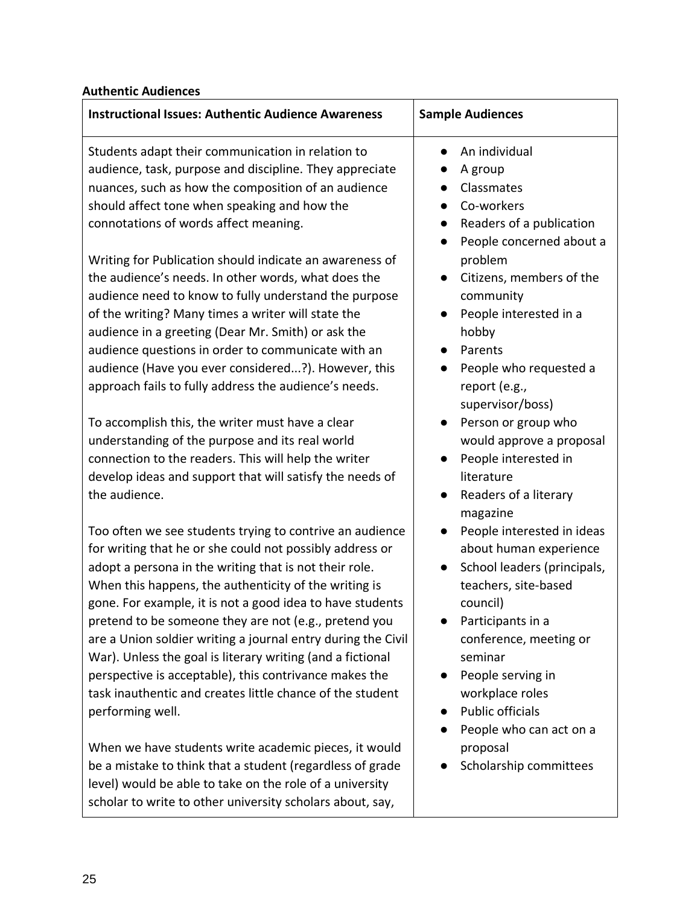**Authentic Audiences**

| Instructional Issues: Authentic Audience Awareness | Sample Audiences |
| --- | --- |
| Students adapt their communication in relation to audience, task, purpose and discipline. They appreciate nuances, such as how the composition of an audience should affect tone when speaking and how the connotations of words affect meaning.<br><br>Writing for Publication should indicate an awareness of the audience's needs. In other words, what does the audience need to know to fully understand the purpose of the writing? Many times a writer will state the audience in a greeting (Dear Mr. Smith) or ask the audience questions in order to communicate with an audience (Have you ever considered...?). However, this approach fails to fully address the audience's needs.<br><br>To accomplish this, the writer must have a clear understanding of the purpose and its real world connection to the readers. This will help the writer develop ideas and support that will satisfy the needs of the audience.<br><br>Too often we see students trying to contrive an audience for writing that he or she could not possibly address or adopt a persona in the writing that is not their role. When this happens, the authenticity of the writing is gone. For example, it is not a good idea to have students pretend to be someone they are not (e.g., pretend you are a Union soldier writing a journal entry during the Civil War). Unless the goal is literary writing (and a fictional perspective is acceptable), this contrivance makes the task inauthentic and creates little chance of the student performing well.<br><br>When we have students write academic pieces, it would be a mistake to think that a student (regardless of grade level) would be able to take on the role of a university scholar to write to other university scholars about, say, | • An individual<br>• A group<br>• Classmates<br>• Co-workers<br>• Readers of a publication<br>• People concerned about a problem<br>• Citizens, members of the community<br>• People interested in a hobby<br>• Parents<br>• People who requested a report (e.g., supervisor/boss)<br>• Person or group who would approve a proposal<br>• People interested in literature<br>• Readers of a literary magazine<br>• People interested in ideas about human experience<br>• School leaders (principals, teachers, site-based council)<br>• Participants in a conference, meeting or seminar<br>• People serving in workplace roles<br>• Public officials<br>• People who can act on a proposal<br>• Scholarship committees |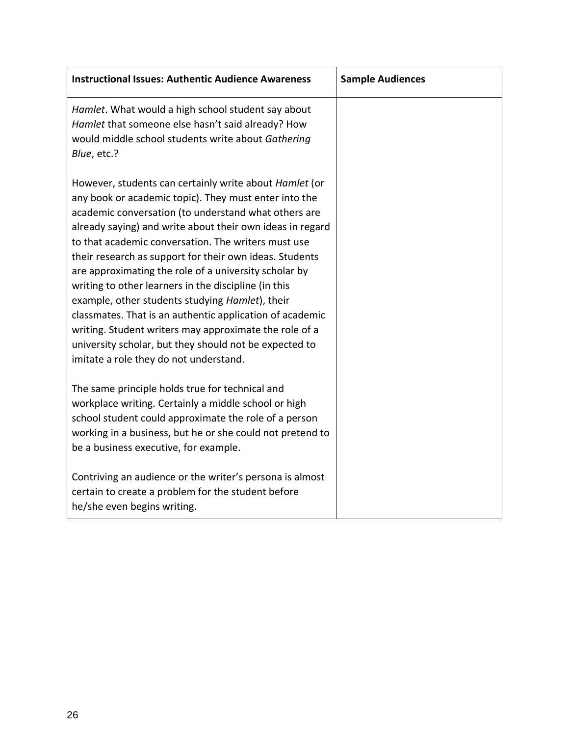| Instructional Issues: Authentic Audience Awareness | Sample Audiences |
|---|---|
| *Hamlet*. What would a high school student say about *Hamlet* that someone else hasn't said already? How would middle school students write about *Gathering Blue*, etc.?<br><br>However, students can certainly write about *Hamlet* (or any book or academic topic). They must enter into the academic conversation (to understand what others are already saying) and write about their own ideas in regard to that academic conversation. The writers must use their research as support for their own ideas. Students are approximating the role of a university scholar by writing to other learners in the discipline (in this example, other students studying *Hamlet*), their classmates. That is an authentic application of academic writing. Student writers may approximate the role of a university scholar, but they should not be expected to imitate a role they do not understand.<br><br>The same principle holds true for technical and workplace writing. Certainly a middle school or high school student could approximate the role of a person working in a business, but he or she could not pretend to be a business executive, for example.<br><br>Contriving an audience or the writer's persona is almost certain to create a problem for the student before he/she even begins writing. | |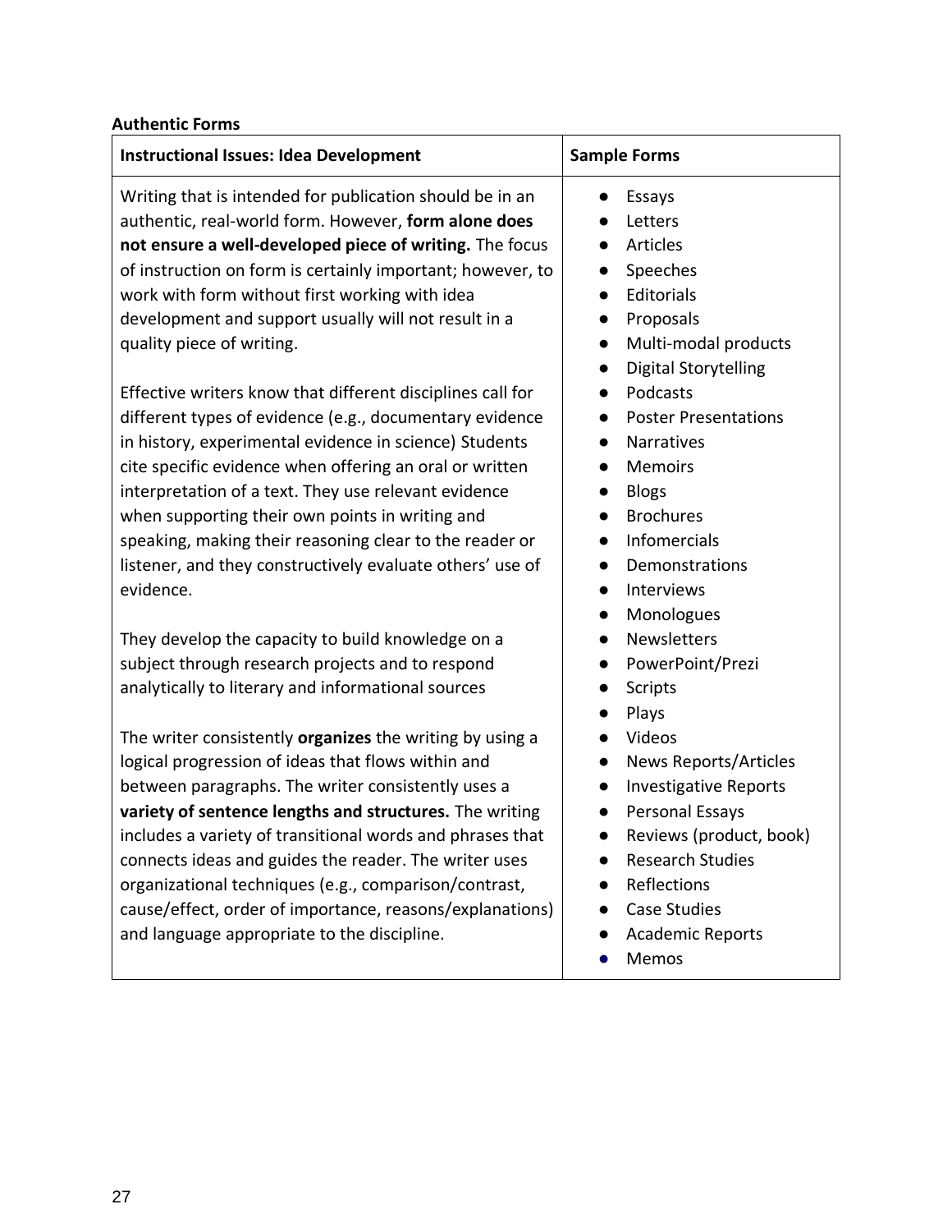**Authentic Forms**

| Instructional Issues: Idea Development | Sample Forms |
|---|---|
| Writing that is intended for publication should be in an authentic, real-world form. However, **form alone does not ensure a well-developed piece of writing.** The focus of instruction on form is certainly important; however, to work with form without first working with idea development and support usually will not result in a quality piece of writing.<br><br>Effective writers know that different disciplines call for different types of evidence (e.g., documentary evidence in history, experimental evidence in science) Students cite specific evidence when offering an oral or written interpretation of a text. They use relevant evidence when supporting their own points in writing and speaking, making their reasoning clear to the reader or listener, and they constructively evaluate others' use of evidence.<br><br>They develop the capacity to build knowledge on a subject through research projects and to respond analytically to literary and informational sources<br><br>The writer consistently **organizes** the writing by using a logical progression of ideas that flows within and between paragraphs. The writer consistently uses a **variety of sentence lengths and structures.** The writing includes a variety of transitional words and phrases that connects ideas and guides the reader. The writer uses organizational techniques (e.g., comparison/contrast, cause/effect, order of importance, reasons/explanations) and language appropriate to the discipline. | • Essays<br>• Letters<br>• Articles<br>• Speeches<br>• Editorials<br>• Proposals<br>• Multi-modal products<br>• Digital Storytelling<br>• Podcasts<br>• Poster Presentations<br>• Narratives<br>• Memoirs<br>• Blogs<br>• Brochures<br>• Infomercials<br>• Demonstrations<br>• Interviews<br>• Monologues<br>• Newsletters<br>• PowerPoint/Prezi<br>• Scripts<br>• Plays<br>• Videos<br>• News Reports/Articles<br>• Investigative Reports<br>• Personal Essays<br>• Reviews (product, book)<br>• Research Studies<br>• Reflections<br>• Case Studies<br>• Academic Reports<br>• Memos |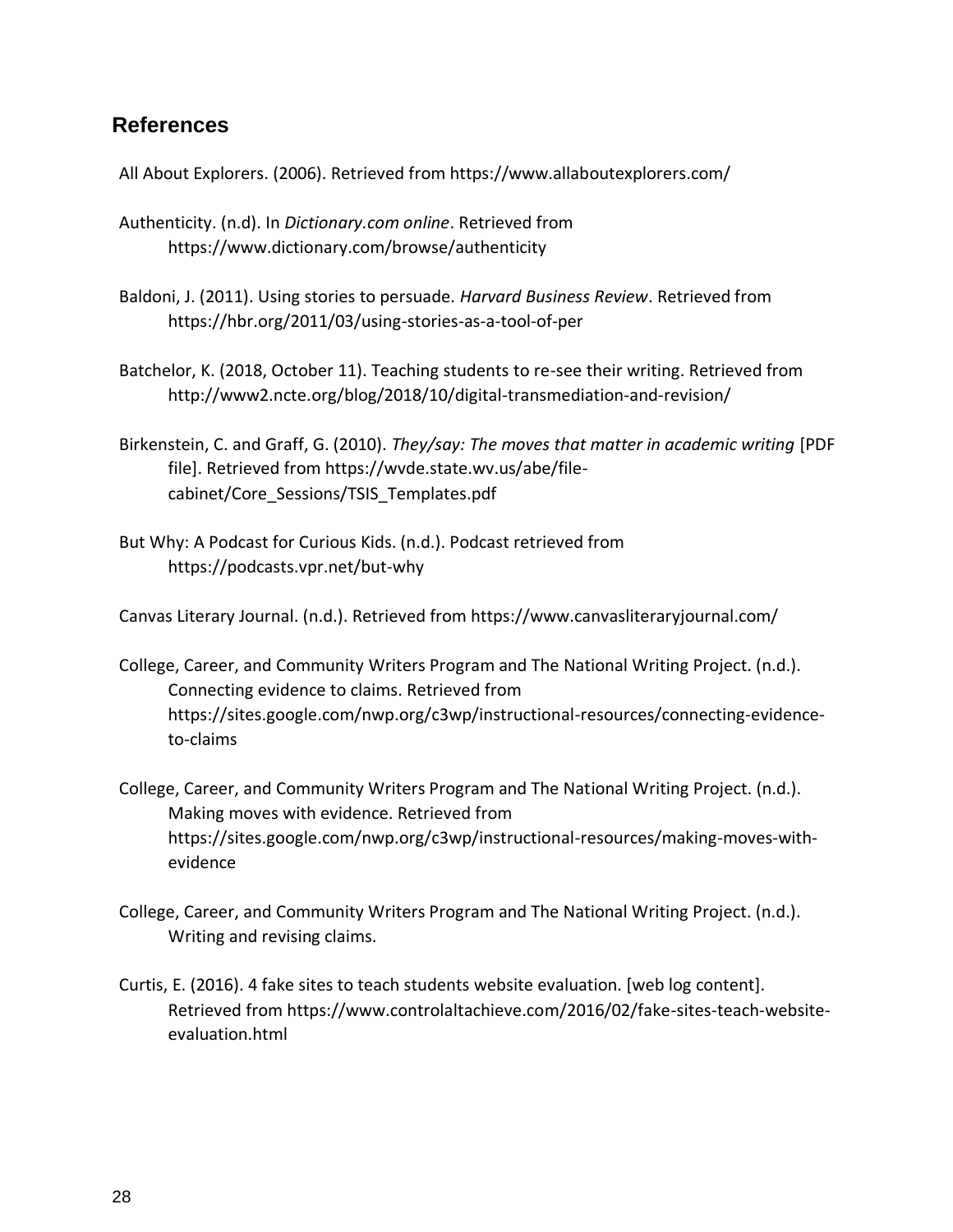## References

All About Explorers. (2006). Retrieved from https://www.allaboutexplorers.com/

Authenticity. (n.d). In *Dictionary.com online*. Retrieved from https://www.dictionary.com/browse/authenticity

Baldoni, J. (2011). Using stories to persuade. *Harvard Business Review*. Retrieved from https://hbr.org/2011/03/using-stories-as-a-tool-of-per

Batchelor, K. (2018, October 11). Teaching students to re-see their writing. Retrieved from http://www2.ncte.org/blog/2018/10/digital-transmediation-and-revision/

Birkenstein, C. and Graff, G. (2010). *They/say: The moves that matter in academic writing* [PDF file]. Retrieved from https://wvde.state.wv.us/abe/file-cabinet/Core_Sessions/TSIS_Templates.pdf

But Why: A Podcast for Curious Kids. (n.d.). Podcast retrieved from https://podcasts.vpr.net/but-why

Canvas Literary Journal. (n.d.). Retrieved from https://www.canvasliteraryjournal.com/

College, Career, and Community Writers Program and The National Writing Project. (n.d.). Connecting evidence to claims. Retrieved from https://sites.google.com/nwp.org/c3wp/instructional-resources/connecting-evidence-to-claims

College, Career, and Community Writers Program and The National Writing Project. (n.d.). Making moves with evidence. Retrieved from https://sites.google.com/nwp.org/c3wp/instructional-resources/making-moves-with-evidence

College, Career, and Community Writers Program and The National Writing Project. (n.d.). Writing and revising claims.

Curtis, E. (2016). 4 fake sites to teach students website evaluation. [web log content]. Retrieved from https://www.controlaltachieve.com/2016/02/fake-sites-teach-website-evaluation.html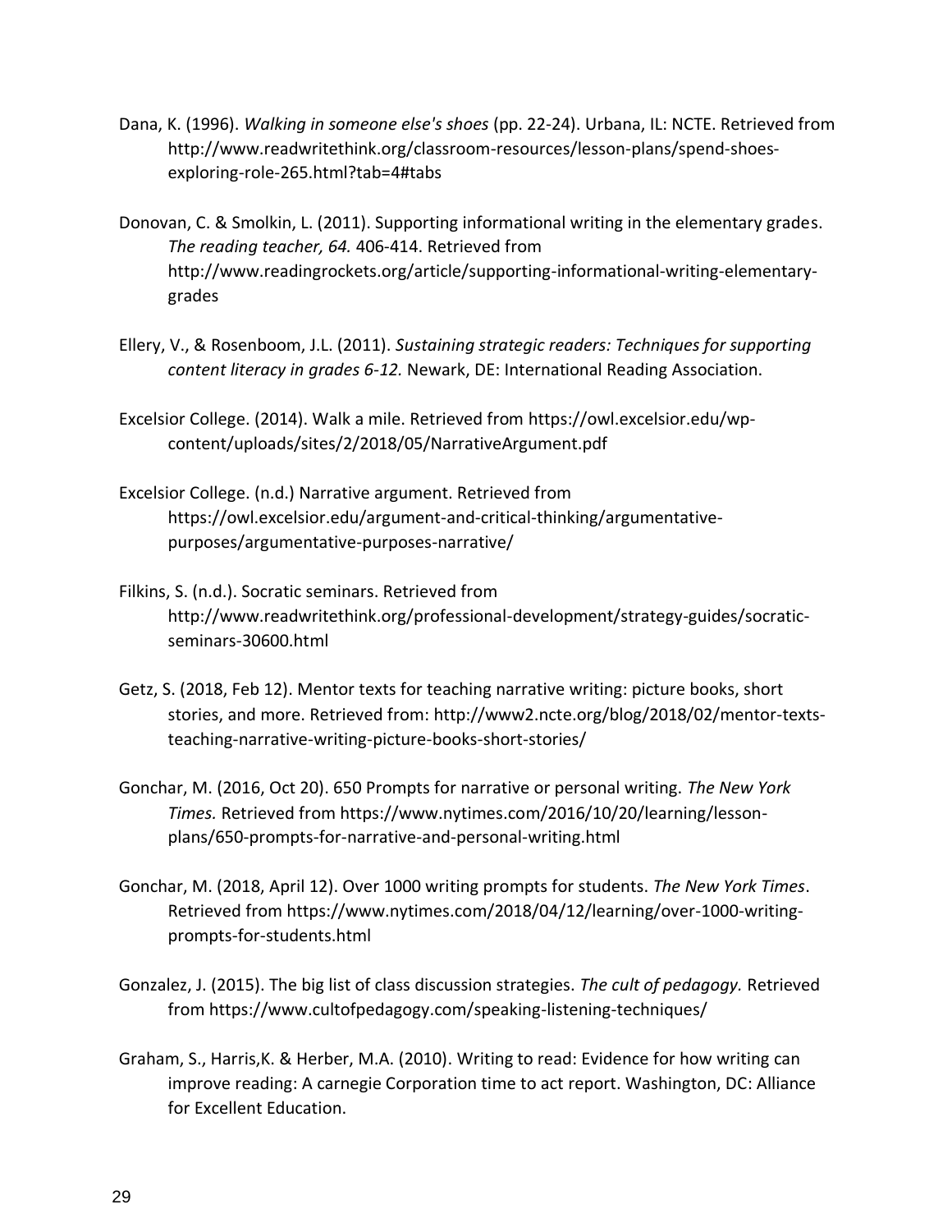Dana, K. (1996). *Walking in someone else's shoes* (pp. 22-24). Urbana, IL: NCTE. Retrieved from http://www.readwritethink.org/classroom-resources/lesson-plans/spend-shoes-exploring-role-265.html?tab=4#tabs

Donovan, C. & Smolkin, L. (2011). Supporting informational writing in the elementary grades. *The reading teacher, 64.* 406-414. Retrieved from http://www.readingrockets.org/article/supporting-informational-writing-elementary-grades

Ellery, V., & Rosenboom, J.L. (2011). *Sustaining strategic readers: Techniques for supporting content literacy in grades 6-12.* Newark, DE: International Reading Association.

Excelsior College. (2014). Walk a mile. Retrieved from https://owl.excelsior.edu/wp-content/uploads/sites/2/2018/05/NarrativeArgument.pdf

Excelsior College. (n.d.) Narrative argument. Retrieved from https://owl.excelsior.edu/argument-and-critical-thinking/argumentative-purposes/argumentative-purposes-narrative/

Filkins, S. (n.d.). Socratic seminars. Retrieved from http://www.readwritethink.org/professional-development/strategy-guides/socratic-seminars-30600.html

Getz, S. (2018, Feb 12). Mentor texts for teaching narrative writing: picture books, short stories, and more. Retrieved from: http://www2.ncte.org/blog/2018/02/mentor-texts-teaching-narrative-writing-picture-books-short-stories/

Gonchar, M. (2016, Oct 20). 650 Prompts for narrative or personal writing. *The New York Times.* Retrieved from https://www.nytimes.com/2016/10/20/learning/lesson-plans/650-prompts-for-narrative-and-personal-writing.html

Gonchar, M. (2018, April 12). Over 1000 writing prompts for students. *The New York Times*. Retrieved from https://www.nytimes.com/2018/04/12/learning/over-1000-writing-prompts-for-students.html

Gonzalez, J. (2015). The big list of class discussion strategies. *The cult of pedagogy.* Retrieved from https://www.cultofpedagogy.com/speaking-listening-techniques/

Graham, S., Harris,K. & Herber, M.A. (2010). Writing to read: Evidence for how writing can improve reading: A carnegie Corporation time to act report. Washington, DC: Alliance for Excellent Education.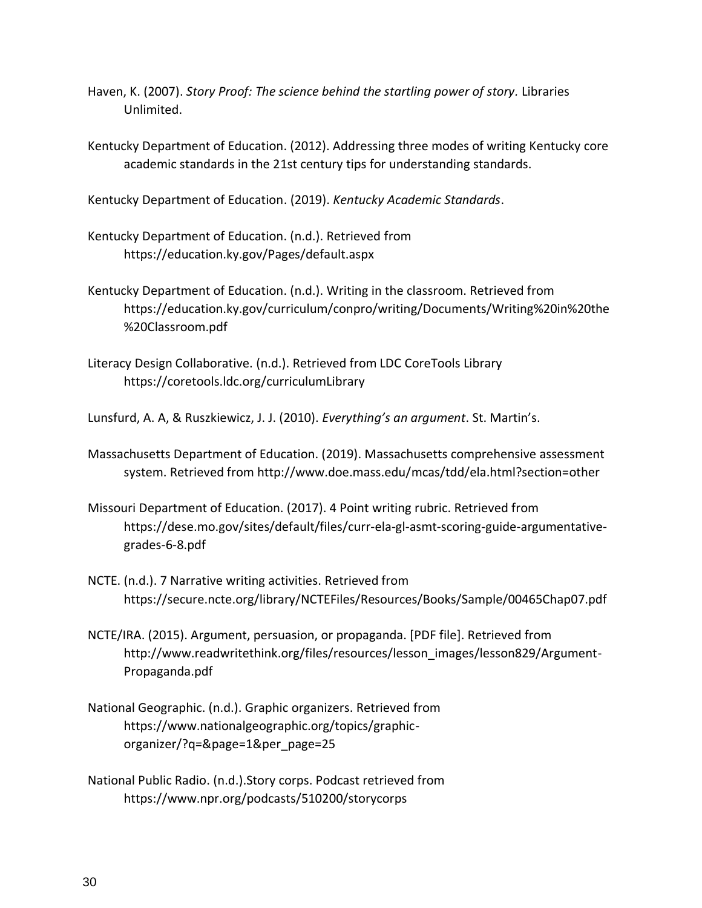Haven, K. (2007). *Story Proof: The science behind the startling power of story*. Libraries Unlimited.

Kentucky Department of Education. (2012). Addressing three modes of writing Kentucky core academic standards in the 21st century tips for understanding standards.

Kentucky Department of Education. (2019). *Kentucky Academic Standards*.

Kentucky Department of Education. (n.d.). Retrieved from https://education.ky.gov/Pages/default.aspx

Kentucky Department of Education. (n.d.). Writing in the classroom. Retrieved from https://education.ky.gov/curriculum/conpro/writing/Documents/Writing%20in%20the%20Classroom.pdf

Literacy Design Collaborative. (n.d.). Retrieved from LDC CoreTools Library https://coretools.ldc.org/curriculumLibrary

Lunsfurd, A. A, & Ruszkiewicz, J. J. (2010). *Everything's an argument*. St. Martin's.

Massachusetts Department of Education. (2019). Massachusetts comprehensive assessment system. Retrieved from http://www.doe.mass.edu/mcas/tdd/ela.html?section=other

Missouri Department of Education. (2017). 4 Point writing rubric. Retrieved from https://dese.mo.gov/sites/default/files/curr-ela-gl-asmt-scoring-guide-argumentative-grades-6-8.pdf

NCTE. (n.d.). 7 Narrative writing activities. Retrieved from https://secure.ncte.org/library/NCTEFiles/Resources/Books/Sample/00465Chap07.pdf

NCTE/IRA. (2015). Argument, persuasion, or propaganda. [PDF file]. Retrieved from http://www.readwritethink.org/files/resources/lesson_images/lesson829/Argument-Propaganda.pdf

National Geographic. (n.d.). Graphic organizers. Retrieved from https://www.nationalgeographic.org/topics/graphic-organizer/?q=&page=1&per_page=25

National Public Radio. (n.d.).Story corps. Podcast retrieved from https://www.npr.org/podcasts/510200/storycorps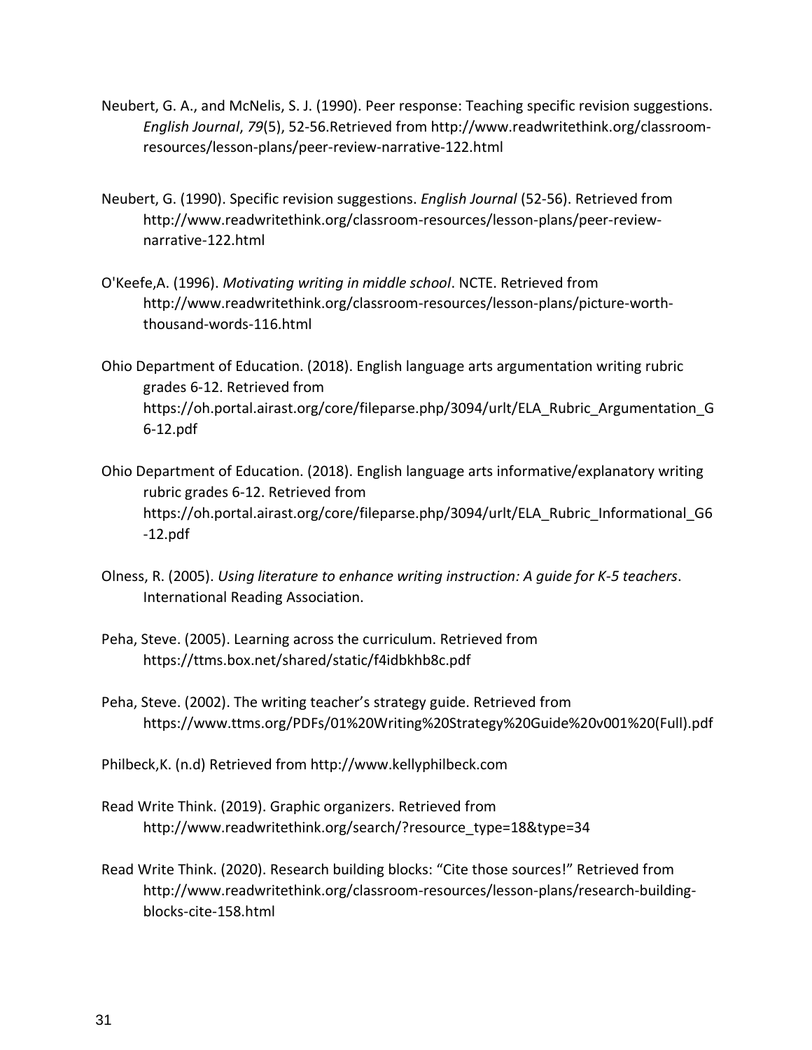Neubert, G. A., and McNelis, S. J. (1990). Peer response: Teaching specific revision suggestions. *English Journal*, *79*(5), 52-56.Retrieved from http://www.readwritethink.org/classroom-resources/lesson-plans/peer-review-narrative-122.html

Neubert, G. (1990). Specific revision suggestions. *English Journal* (52-56). Retrieved from http://www.readwritethink.org/classroom-resources/lesson-plans/peer-review-narrative-122.html

O'Keefe,A. (1996). *Motivating writing in middle school*. NCTE. Retrieved from http://www.readwritethink.org/classroom-resources/lesson-plans/picture-worth-thousand-words-116.html

Ohio Department of Education. (2018). English language arts argumentation writing rubric grades 6-12. Retrieved from https://oh.portal.airast.org/core/fileparse.php/3094/urlt/ELA_Rubric_Argumentation_G6-12.pdf

Ohio Department of Education. (2018). English language arts informative/explanatory writing rubric grades 6-12. Retrieved from https://oh.portal.airast.org/core/fileparse.php/3094/urlt/ELA_Rubric_Informational_G6-12.pdf

Olness, R. (2005). *Using literature to enhance writing instruction: A guide for K-5 teachers*. International Reading Association.

Peha, Steve. (2005). Learning across the curriculum. Retrieved from https://ttms.box.net/shared/static/f4idbkhb8c.pdf

Peha, Steve. (2002). The writing teacher's strategy guide. Retrieved from https://www.ttms.org/PDFs/01%20Writing%20Strategy%20Guide%20v001%20(Full).pdf

Philbeck,K. (n.d) Retrieved from http://www.kellyphilbeck.com

Read Write Think. (2019). Graphic organizers. Retrieved from http://www.readwritethink.org/search/?resource_type=18&type=34

Read Write Think. (2020). Research building blocks: "Cite those sources!" Retrieved from http://www.readwritethink.org/classroom-resources/lesson-plans/research-building-blocks-cite-158.html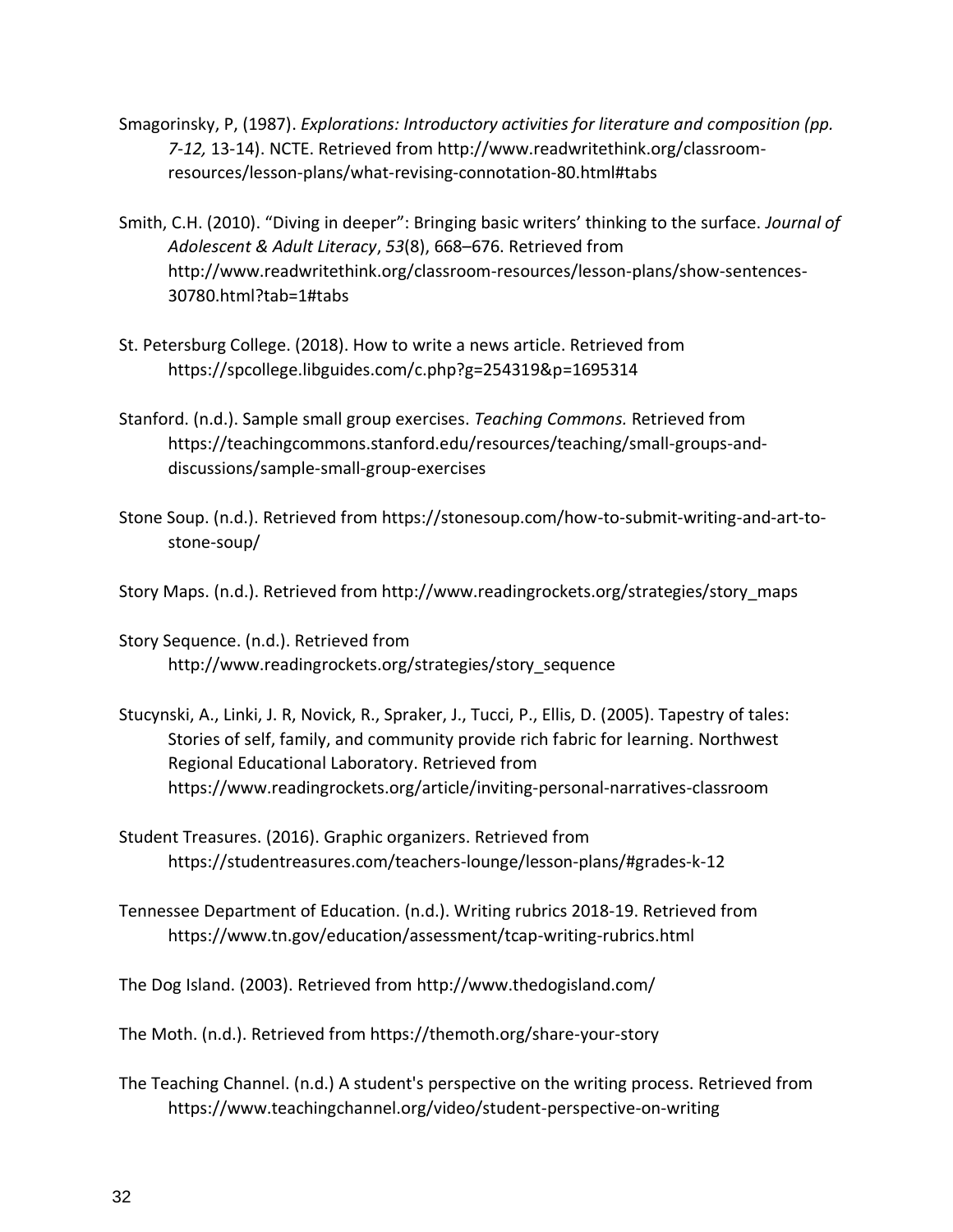Smagorinsky, P, (1987). *Explorations: Introductory activities for literature and composition (pp. 7-12,* 13-14). NCTE. Retrieved from http://www.readwritethink.org/classroom-resources/lesson-plans/what-revising-connotation-80.html#tabs

Smith, C.H. (2010). "Diving in deeper": Bringing basic writers' thinking to the surface. *Journal of Adolescent & Adult Literacy*, *53*(8), 668–676. Retrieved from http://www.readwritethink.org/classroom-resources/lesson-plans/show-sentences-30780.html?tab=1#tabs

St. Petersburg College. (2018). How to write a news article. Retrieved from https://spcollege.libguides.com/c.php?g=254319&p=1695314

Stanford. (n.d.). Sample small group exercises. *Teaching Commons.* Retrieved from https://teachingcommons.stanford.edu/resources/teaching/small-groups-and-discussions/sample-small-group-exercises

Stone Soup. (n.d.). Retrieved from https://stonesoup.com/how-to-submit-writing-and-art-to-stone-soup/

Story Maps. (n.d.). Retrieved from http://www.readingrockets.org/strategies/story_maps

Story Sequence. (n.d.). Retrieved from http://www.readingrockets.org/strategies/story_sequence

Stucynski, A., Linki, J. R, Novick, R., Spraker, J., Tucci, P., Ellis, D. (2005). Tapestry of tales: Stories of self, family, and community provide rich fabric for learning. Northwest Regional Educational Laboratory. Retrieved from https://www.readingrockets.org/article/inviting-personal-narratives-classroom

Student Treasures. (2016). Graphic organizers. Retrieved from https://studentreasures.com/teachers-lounge/lesson-plans/#grades-k-12

Tennessee Department of Education. (n.d.). Writing rubrics 2018-19. Retrieved from https://www.tn.gov/education/assessment/tcap-writing-rubrics.html

The Dog Island. (2003). Retrieved from http://www.thedogisland.com/

The Moth. (n.d.). Retrieved from https://themoth.org/share-your-story

The Teaching Channel. (n.d.) A student's perspective on the writing process. Retrieved from https://www.teachingchannel.org/video/student-perspective-on-writing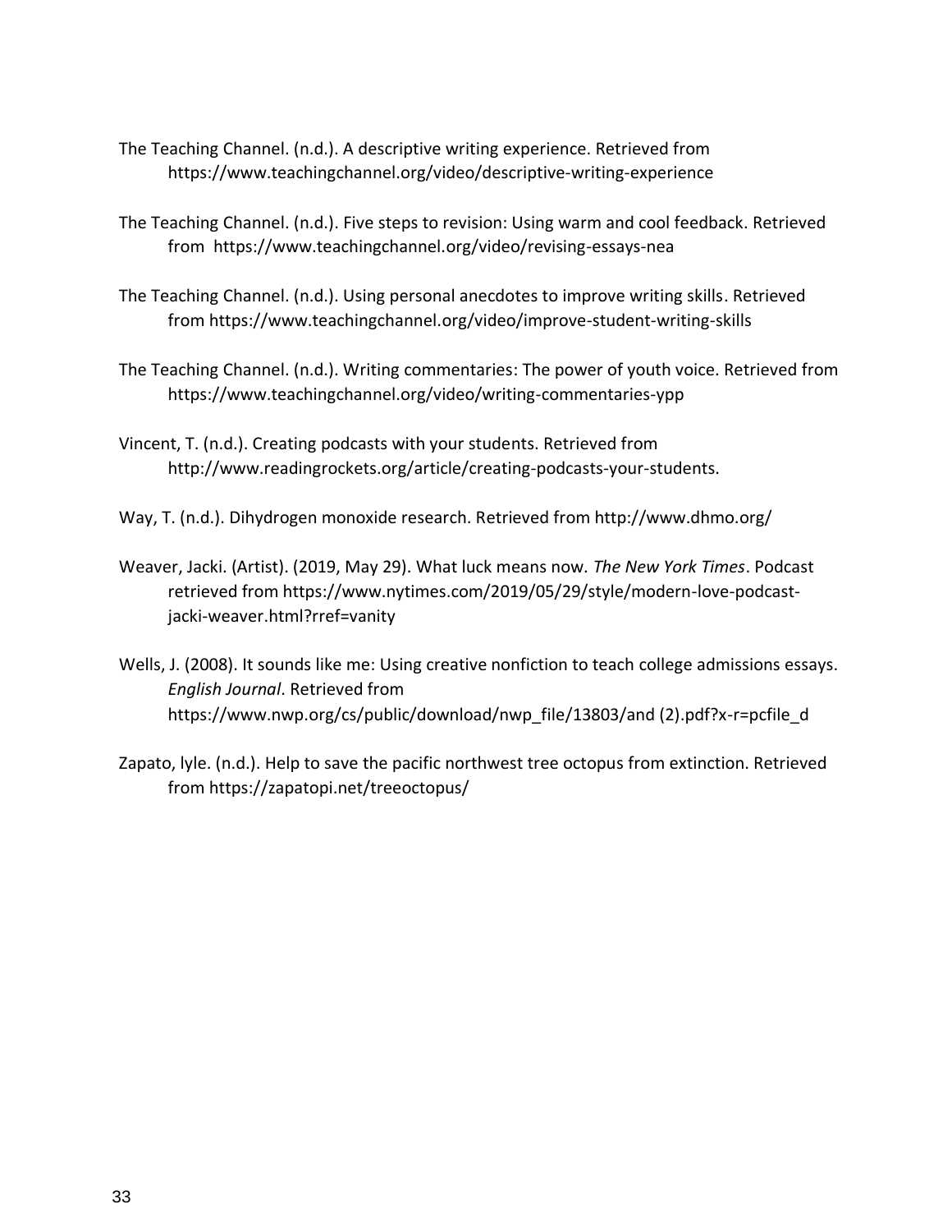The Teaching Channel. (n.d.). A descriptive writing experience. Retrieved from https://www.teachingchannel.org/video/descriptive-writing-experience

The Teaching Channel. (n.d.). Five steps to revision: Using warm and cool feedback. Retrieved from https://www.teachingchannel.org/video/revising-essays-nea

The Teaching Channel. (n.d.). Using personal anecdotes to improve writing skills. Retrieved from https://www.teachingchannel.org/video/improve-student-writing-skills

The Teaching Channel. (n.d.). Writing commentaries: The power of youth voice. Retrieved from https://www.teachingchannel.org/video/writing-commentaries-ypp

Vincent, T. (n.d.). Creating podcasts with your students. Retrieved from http://www.readingrockets.org/article/creating-podcasts-your-students.

Way, T. (n.d.). Dihydrogen monoxide research. Retrieved from http://www.dhmo.org/

Weaver, Jacki. (Artist). (2019, May 29). What luck means now. *The New York Times*. Podcast retrieved from https://www.nytimes.com/2019/05/29/style/modern-love-podcast-jacki-weaver.html?rref=vanity

Wells, J. (2008). It sounds like me: Using creative nonfiction to teach college admissions essays. *English Journal*. Retrieved from https://www.nwp.org/cs/public/download/nwp_file/13803/and (2).pdf?x-r=pcfile_d

Zapato, lyle. (n.d.). Help to save the pacific northwest tree octopus from extinction. Retrieved from https://zapatopi.net/treeoctopus/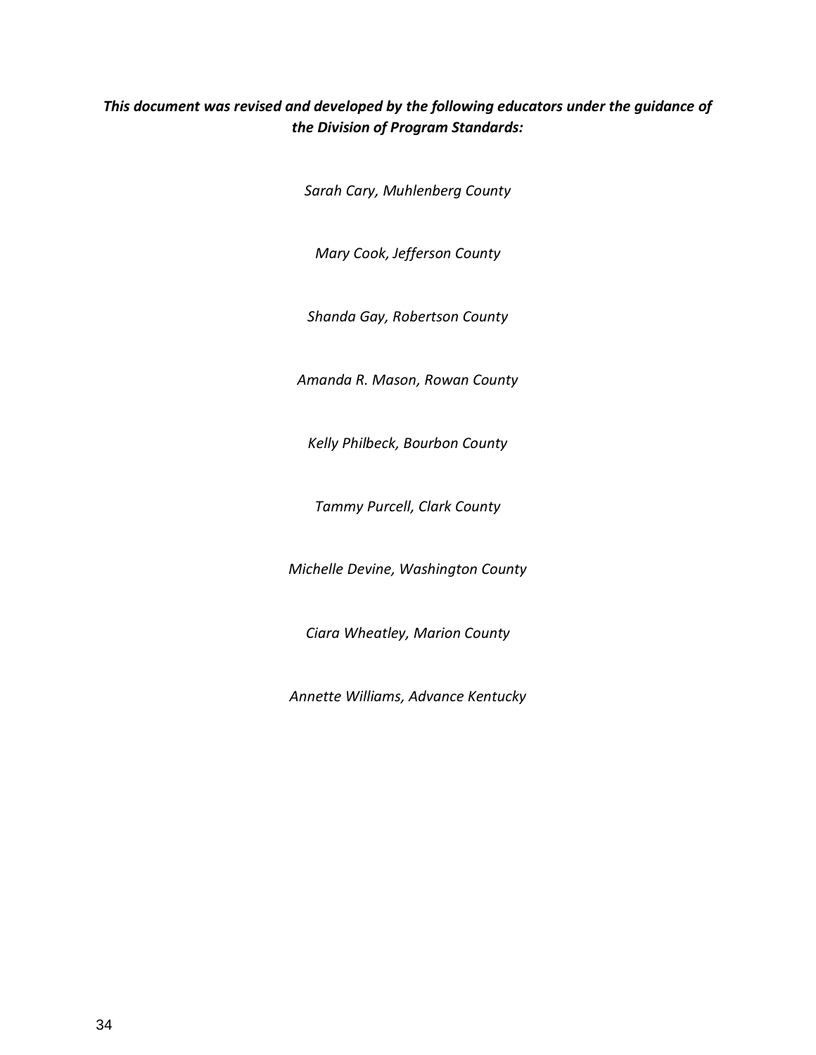***This document was revised and developed by the following educators under the guidance of the Division of Program Standards:***

*Sarah Cary, Muhlenberg County*

*Mary Cook, Jefferson County*

*Shanda Gay, Robertson County*

*Amanda R. Mason, Rowan County*

*Kelly Philbeck, Bourbon County*

*Tammy Purcell, Clark County*

*Michelle Devine, Washington County*

*Ciara Wheatley, Marion County*

*Annette Williams, Advance Kentucky*